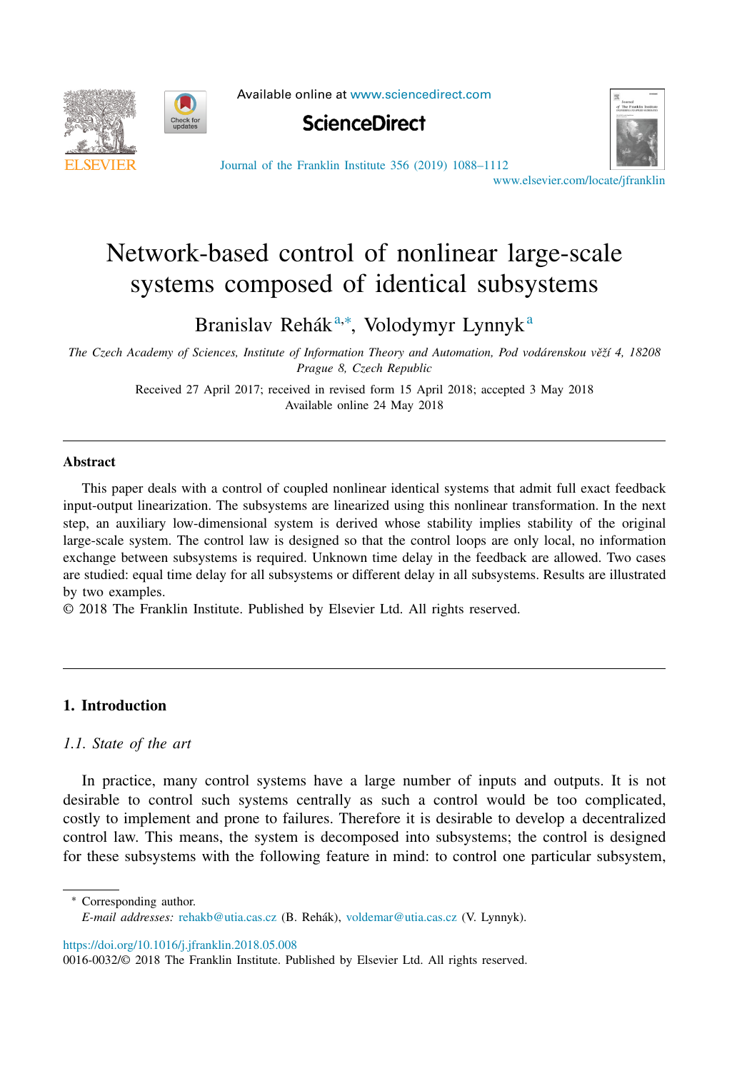# Network-based control of nonlinear large-scale systems composed of identical subsystems

Branislav Rehák[a,*], Volodymyr Lynnyk[a]

*The Czech Academy of Sciences, Institute of Information Theory and Automation, Pod vodárenskou věží 4, 18208 Prague 8, Czech Republic*

Received 27 April 2017; received in revised form 15 April 2018; accepted 3 May 2018
Available online 24 May 2018

---

## Abstract

This paper deals with a control of coupled nonlinear identical systems that admit full exact feedback input-output linearization. The subsystems are linearized using this nonlinear transformation. In the next step, an auxiliary low-dimensional system is derived whose stability implies stability of the original large-scale system. The control law is designed so that the control loops are only local, no information exchange between subsystems is required. Unknown time delay in the feedback are allowed. Two cases are studied: equal time delay for all subsystems or different delay in all subsystems. Results are illustrated by two examples.

© 2018 The Franklin Institute. Published by Elsevier Ltd. All rights reserved.

---

## 1. Introduction

### 1.1. State of the art

In practice, many control systems have a large number of inputs and outputs. It is not desirable to control such systems centrally as such a control would be too complicated, costly to implement and prone to failures. Therefore it is desirable to develop a decentralized control law. This means, the system is decomposed into subsystems; the control is designed for these subsystems with the following feature in mind: to control one particular subsystem,

---

\* Corresponding author.
*E-mail addresses:* rehakb@utia.cas.cz (B. Rehák), voldemar@utia.cas.cz (V. Lynnyk).

https://doi.org/10.1016/j.jfranklin.2018.05.008
0016-0032/© 2018 The Franklin Institute. Published by Elsevier Ltd. All rights reserved.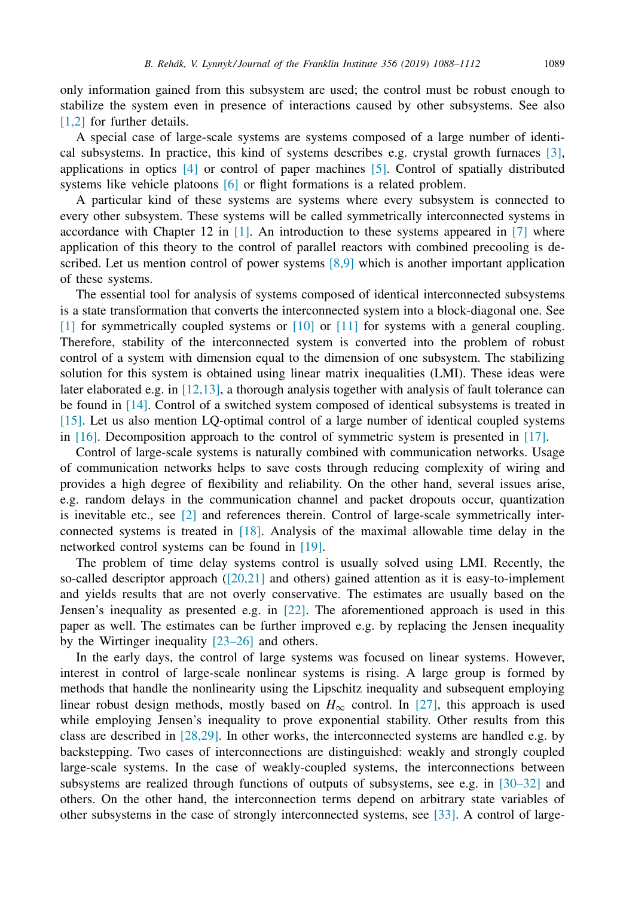only information gained from this subsystem are used; the control must be robust enough to stabilize the system even in presence of interactions caused by other subsystems. See also [1,2] for further details.

A special case of large-scale systems are systems composed of a large number of identical subsystems. In practice, this kind of systems describes e.g. crystal growth furnaces [3], applications in optics [4] or control of paper machines [5]. Control of spatially distributed systems like vehicle platoons [6] or flight formations is a related problem.

A particular kind of these systems are systems where every subsystem is connected to every other subsystem. These systems will be called symmetrically interconnected systems in accordance with Chapter 12 in [1]. An introduction to these systems appeared in [7] where application of this theory to the control of parallel reactors with combined precooling is described. Let us mention control of power systems [8,9] which is another important application of these systems.

The essential tool for analysis of systems composed of identical interconnected subsystems is a state transformation that converts the interconnected system into a block-diagonal one. See [1] for symmetrically coupled systems or [10] or [11] for systems with a general coupling. Therefore, stability of the interconnected system is converted into the problem of robust control of a system with dimension equal to the dimension of one subsystem. The stabilizing solution for this system is obtained using linear matrix inequalities (LMI). These ideas were later elaborated e.g. in [12,13], a thorough analysis together with analysis of fault tolerance can be found in [14]. Control of a switched system composed of identical subsystems is treated in [15]. Let us also mention LQ-optimal control of a large number of identical coupled systems in [16]. Decomposition approach to the control of symmetric system is presented in [17].

Control of large-scale systems is naturally combined with communication networks. Usage of communication networks helps to save costs through reducing complexity of wiring and provides a high degree of flexibility and reliability. On the other hand, several issues arise, e.g. random delays in the communication channel and packet dropouts occur, quantization is inevitable etc., see [2] and references therein. Control of large-scale symmetrically interconnected systems is treated in [18]. Analysis of the maximal allowable time delay in the networked control systems can be found in [19].

The problem of time delay systems control is usually solved using LMI. Recently, the so-called descriptor approach ([20,21] and others) gained attention as it is easy-to-implement and yields results that are not overly conservative. The estimates are usually based on the Jensen's inequality as presented e.g. in [22]. The aforementioned approach is used in this paper as well. The estimates can be further improved e.g. by replacing the Jensen inequality by the Wirtinger inequality [23–26] and others.

In the early days, the control of large systems was focused on linear systems. However, interest in control of large-scale nonlinear systems is rising. A large group is formed by methods that handle the nonlinearity using the Lipschitz inequality and subsequent employing linear robust design methods, mostly based on $H_\infty$ control. In [27], this approach is used while employing Jensen's inequality to prove exponential stability. Other results from this class are described in [28,29]. In other works, the interconnected systems are handled e.g. by backstepping. Two cases of interconnections are distinguished: weakly and strongly coupled large-scale systems. In the case of weakly-coupled systems, the interconnections between subsystems are realized through functions of outputs of subsystems, see e.g. in [30–32] and others. On the other hand, the interconnection terms depend on arbitrary state variables of other subsystems in the case of strongly interconnected systems, see [33]. A control of large-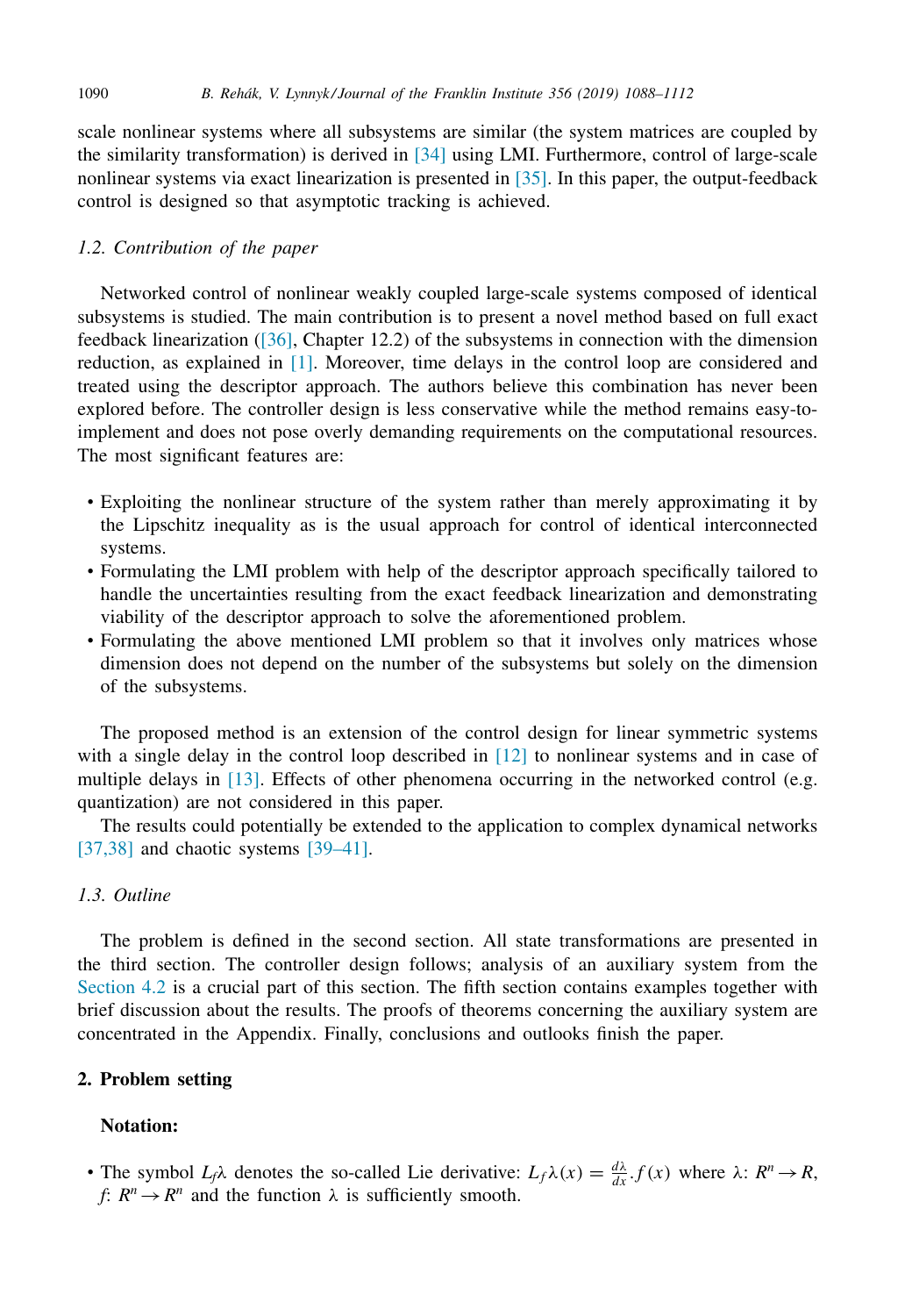scale nonlinear systems where all subsystems are similar (the system matrices are coupled by the similarity transformation) is derived in [34] using LMI. Furthermore, control of large-scale nonlinear systems via exact linearization is presented in [35]. In this paper, the output-feedback control is designed so that asymptotic tracking is achieved.

### *1.2. Contribution of the paper*

Networked control of nonlinear weakly coupled large-scale systems composed of identical subsystems is studied. The main contribution is to present a novel method based on full exact feedback linearization ([36], Chapter 12.2) of the subsystems in connection with the dimension reduction, as explained in [1]. Moreover, time delays in the control loop are considered and treated using the descriptor approach. The authors believe this combination has never been explored before. The controller design is less conservative while the method remains easy-to-implement and does not pose overly demanding requirements on the computational resources. The most significant features are:

- Exploiting the nonlinear structure of the system rather than merely approximating it by the Lipschitz inequality as is the usual approach for control of identical interconnected systems.
- Formulating the LMI problem with help of the descriptor approach specifically tailored to handle the uncertainties resulting from the exact feedback linearization and demonstrating viability of the descriptor approach to solve the aforementioned problem.
- Formulating the above mentioned LMI problem so that it involves only matrices whose dimension does not depend on the number of the subsystems but solely on the dimension of the subsystems.

The proposed method is an extension of the control design for linear symmetric systems with a single delay in the control loop described in [12] to nonlinear systems and in case of multiple delays in [13]. Effects of other phenomena occurring in the networked control (e.g. quantization) are not considered in this paper.

The results could potentially be extended to the application to complex dynamical networks [37,38] and chaotic systems [39–41].

### *1.3. Outline*

The problem is defined in the second section. All state transformations are presented in the third section. The controller design follows; analysis of an auxiliary system from the Section 4.2 is a crucial part of this section. The fifth section contains examples together with brief discussion about the results. The proofs of theorems concerning the auxiliary system are concentrated in the Appendix. Finally, conclusions and outlooks finish the paper.

## 2. Problem setting

**Notation:**

- The symbol $L_f\lambda$ denotes the so-called Lie derivative: $L_f\lambda(x) = \frac{d\lambda}{dx}.f(x)$ where $\lambda$: $R^n \to R$, $f$: $R^n \to R^n$ and the function $\lambda$ is sufficiently smooth.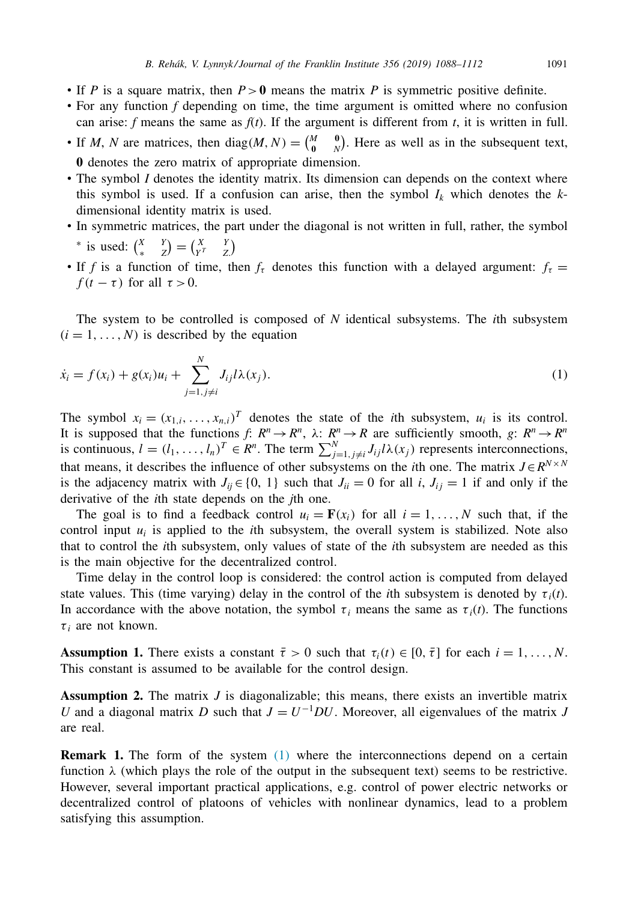- If $P$ is a square matrix, then $P > \mathbf{0}$ means the matrix $P$ is symmetric positive definite.
- For any function $f$ depending on time, the time argument is omitted where no confusion can arise: $f$ means the same as $f(t)$. If the argument is different from $t$, it is written in full.
- If $M$, $N$ are matrices, then $\text{diag}(M, N) = \begin{pmatrix} M & \mathbf{0} \\ \mathbf{0} & N \end{pmatrix}$. Here as well as in the subsequent text, $\mathbf{0}$ denotes the zero matrix of appropriate dimension.
- The symbol $I$ denotes the identity matrix. Its dimension can depends on the context where this symbol is used. If a confusion can arise, then the symbol $I_k$ which denotes the $k$-dimensional identity matrix is used.
- In symmetric matrices, the part under the diagonal is not written in full, rather, the symbol $*$ is used: $\begin{pmatrix} X & Y \\ * & Z \end{pmatrix} = \begin{pmatrix} X & Y \\ Y^T & Z \end{pmatrix}$
- If $f$ is a function of time, then $f_\tau$ denotes this function with a delayed argument: $f_\tau = f(t - \tau)$ for all $\tau > 0$.

The system to be controlled is composed of $N$ identical subsystems. The $i$th subsystem $(i = 1, \ldots, N)$ is described by the equation

$$\dot{x}_i = f(x_i) + g(x_i)u_i + \sum_{j=1, j \neq i}^{N} J_{ij} l \lambda(x_j). \tag{1}$$

The symbol $x_i = (x_{1,i}, \ldots, x_{n,i})^T$ denotes the state of the $i$th subsystem, $u_i$ is its control. It is supposed that the functions $f$: $R^n \to R^n$, $\lambda$: $R^n \to R$ are sufficiently smooth, $g$: $R^n \to R^n$ is continuous, $l = (l_1, \ldots, l_n)^T \in R^n$. The term $\sum_{j=1, j \neq i}^{N} J_{ij} l \lambda(x_j)$ represents interconnections, that means, it describes the influence of other subsystems on the $i$th one. The matrix $J \in R^{N \times N}$ is the adjacency matrix with $J_{ij} \in \{0, 1\}$ such that $J_{ii} = 0$ for all $i$, $J_{ij} = 1$ if and only if the derivative of the $i$th state depends on the $j$th one.

The goal is to find a feedback control $u_i = \mathbf{F}(x_i)$ for all $i = 1, \ldots, N$ such that, if the control input $u_i$ is applied to the $i$th subsystem, the overall system is stabilized. Note also that to control the $i$th subsystem, only values of state of the $i$th subsystem are needed as this is the main objective for the decentralized control.

Time delay in the control loop is considered: the control action is computed from delayed state values. This (time varying) delay in the control of the $i$th subsystem is denoted by $\tau_i(t)$. In accordance with the above notation, the symbol $\tau_i$ means the same as $\tau_i(t)$. The functions $\tau_i$ are not known.

**Assumption 1.** There exists a constant $\bar{\tau} > 0$ such that $\tau_i(t) \in [0, \bar{\tau}]$ for each $i = 1, \ldots, N$. This constant is assumed to be available for the control design.

**Assumption 2.** The matrix $J$ is diagonalizable; this means, there exists an invertible matrix $U$ and a diagonal matrix $D$ such that $J = U^{-1}DU$. Moreover, all eigenvalues of the matrix $J$ are real.

**Remark 1.** The form of the system (1) where the interconnections depend on a certain function $\lambda$ (which plays the role of the output in the subsequent text) seems to be restrictive. However, several important practical applications, e.g. control of power electric networks or decentralized control of platoons of vehicles with nonlinear dynamics, lead to a problem satisfying this assumption.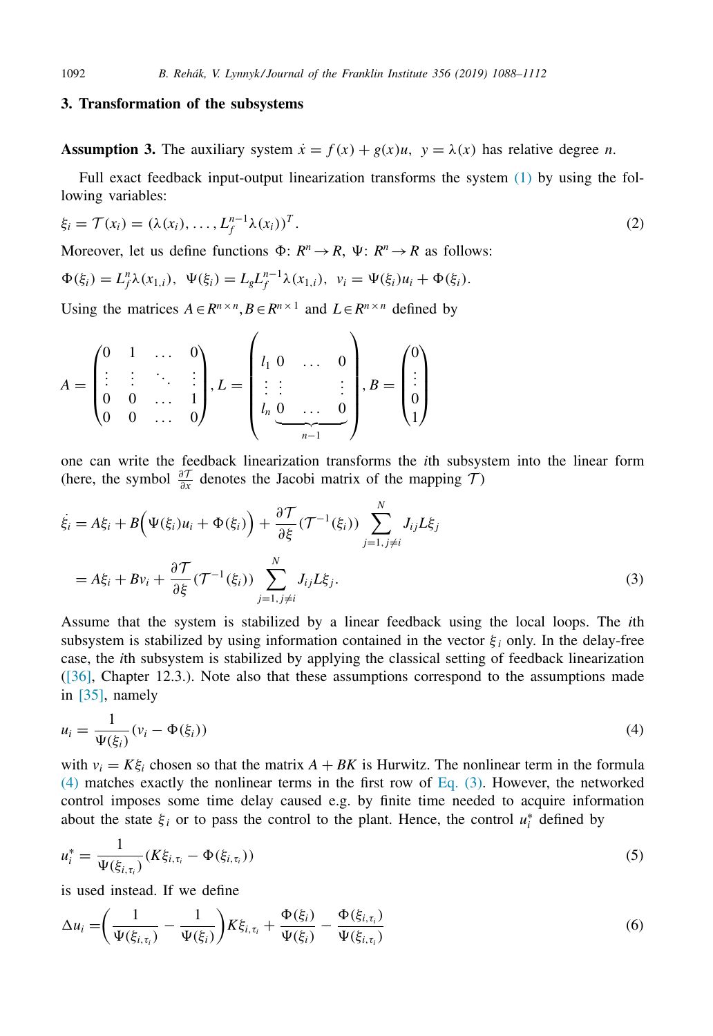## 3. Transformation of the subsystems

**Assumption 3.** The auxiliary system $\dot{x} = f(x) + g(x)u,\ \ y = \lambda(x)$ has relative degree $n$.

Full exact feedback input-output linearization transforms the system (1) by using the following variables:

$$\xi_i = \mathcal{T}(x_i) = (\lambda(x_i), \dots, L_f^{n-1}\lambda(x_i))^T. \tag{2}$$

Moreover, let us define functions $\Phi$: $R^n \to R$, $\Psi$: $R^n \to R$ as follows:

$$\Phi(\xi_i) = L_f^n \lambda(x_{1,i}),\ \ \Psi(\xi_i) = L_g L_f^{n-1}\lambda(x_{1,i}),\ \ v_i = \Psi(\xi_i)u_i + \Phi(\xi_i).$$

Using the matrices $A \in R^{n\times n}, B \in R^{n\times 1}$ and $L \in R^{n\times n}$ defined by

$$A = \begin{pmatrix} 0 & 1 & \dots & 0 \\ \vdots & \vdots & \ddots & \vdots \\ 0 & 0 & \dots & 1 \\ 0 & 0 & \dots & 0 \end{pmatrix}, L = \left( \begin{matrix} l_1 & 0 & \dots & 0 \\ \vdots & \vdots & & \vdots \\ l_n & \underbrace{0 \quad \dots \quad 0}_{n-1} \end{matrix} \right), B = \begin{pmatrix} 0 \\ \vdots \\ 0 \\ 1 \end{pmatrix}$$

one can write the feedback linearization transforms the $i$th subsystem into the linear form (here, the symbol $\frac{\partial \mathcal{T}}{\partial x}$ denotes the Jacobi matrix of the mapping $\mathcal{T}$)

$$\begin{aligned} \dot{\xi}_i &= A\xi_i + B\Big(\Psi(\xi_i)u_i + \Phi(\xi_i)\Big) + \frac{\partial \mathcal{T}}{\partial \xi}(\mathcal{T}^{-1}(\xi_i)) \sum_{j=1, j\neq i}^{N} J_{ij} L \xi_j \\ &= A\xi_i + Bv_i + \frac{\partial \mathcal{T}}{\partial \xi}(\mathcal{T}^{-1}(\xi_i)) \sum_{j=1, j\neq i}^{N} J_{ij} L \xi_j. \end{aligned} \tag{3}$$

Assume that the system is stabilized by a linear feedback using the local loops. The $i$th subsystem is stabilized by using information contained in the vector $\xi_i$ only. In the delay-free case, the $i$th subsystem is stabilized by applying the classical setting of feedback linearization ([36], Chapter 12.3.). Note also that these assumptions correspond to the assumptions made in [35], namely

$$u_i = \frac{1}{\Psi(\xi_i)}(v_i - \Phi(\xi_i)) \tag{4}$$

with $v_i = K\xi_i$ chosen so that the matrix $A + BK$ is Hurwitz. The nonlinear term in the formula (4) matches exactly the nonlinear terms in the first row of Eq. (3). However, the networked control imposes some time delay caused e.g. by finite time needed to acquire information about the state $\xi_i$ or to pass the control to the plant. Hence, the control $u_i^*$ defined by

$$u_i^* = \frac{1}{\Psi(\xi_{i,\tau_i})}(K\xi_{i,\tau_i} - \Phi(\xi_{i,\tau_i})) \tag{5}$$

is used instead. If we define

$$\Delta u_i = \left( \frac{1}{\Psi(\xi_{i,\tau_i})} - \frac{1}{\Psi(\xi_i)} \right) K\xi_{i,\tau_i} + \frac{\Phi(\xi_i)}{\Psi(\xi_i)} - \frac{\Phi(\xi_{i,\tau_i})}{\Psi(\xi_{i,\tau_i})} \tag{6}$$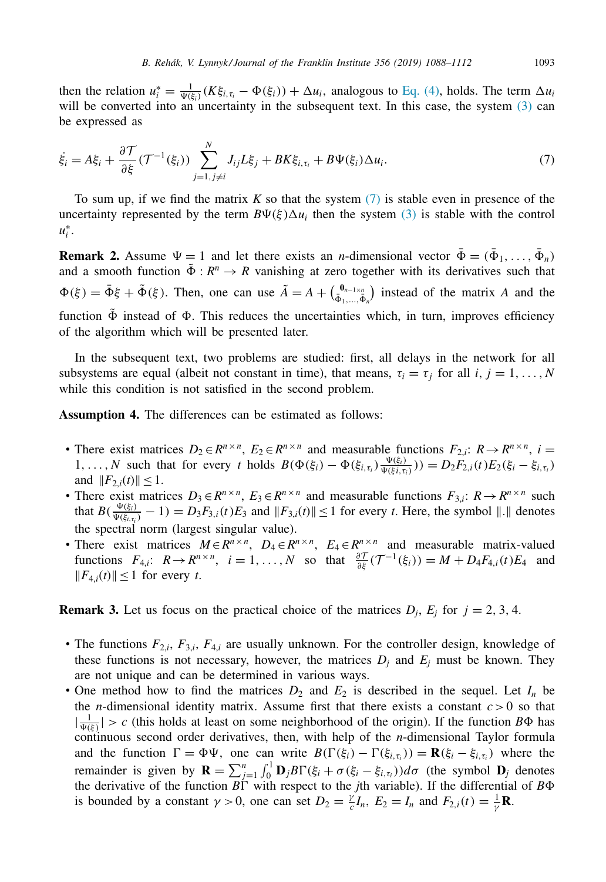then the relation $u_i^* = \frac{1}{\Psi(\xi_i)}(K\xi_{i,\tau_i} - \Phi(\xi_i)) + \Delta u_i$, analogous to Eq. (4), holds. The term $\Delta u_i$ will be converted into an uncertainty in the subsequent text. In this case, the system (3) can be expressed as

$$\dot{\xi}_i = A\xi_i + \frac{\partial \mathcal{T}}{\partial \xi}(\mathcal{T}^{-1}(\xi_i)) \sum_{j=1, j\neq i}^{N} J_{ij} L \xi_j + BK\xi_{i,\tau_i} + B\Psi(\xi_i)\Delta u_i. \tag{7}$$

To sum up, if we find the matrix $K$ so that the system (7) is stable even in presence of the uncertainty represented by the term $B\Psi(\xi)\Delta u_i$ then the system (3) is stable with the control $u_i^*$.

**Remark 2.** Assume $\Psi = 1$ and let there exists an $n$-dimensional vector $\bar{\Phi} = (\bar{\Phi}_1, \ldots, \bar{\Phi}_n)$ and a smooth function $\tilde{\Phi} : R^n \to R$ vanishing at zero together with its derivatives such that $\Phi(\xi) = \bar{\Phi}\xi + \tilde{\Phi}(\xi)$. Then, one can use $\tilde{A} = A + \binom{\mathbf{0}_{n-1\times n}}{\bar{\Phi}_1, \ldots, \bar{\Phi}_n}$ instead of the matrix $A$ and the function $\tilde{\Phi}$ instead of $\Phi$. This reduces the uncertainties which, in turn, improves efficiency of the algorithm which will be presented later.

In the subsequent text, two problems are studied: first, all delays in the network for all subsystems are equal (albeit not constant in time), that means, $\tau_i = \tau_j$ for all $i, j = 1, \ldots, N$ while this condition is not satisfied in the second problem.

**Assumption 4.** The differences can be estimated as follows:

- There exist matrices $D_2 \in R^{n\times n}$, $E_2 \in R^{n\times n}$ and measurable functions $F_{2,i}$: $R \to R^{n\times n}$, $i = 1, \ldots, N$ such that for every $t$ holds $B(\Phi(\xi_i) - \Phi(\xi_{i,\tau_i})\frac{\Psi(\xi_i)}{\Psi(\xi_{i,\tau_i})}) = D_2 F_{2,i}(t) E_2(\xi_i - \xi_{i,\tau_i})$ and $\|F_{2,i}(t)\| \leq 1$.
- There exist matrices $D_3 \in R^{n\times n}$, $E_3 \in R^{n\times n}$ and measurable functions $F_{3,i}$: $R \to R^{n\times n}$ such that $B(\frac{\Psi(\xi_i)}{\Psi(\xi_{i,\tau_i})} - 1) = D_3 F_{3,i}(t) E_3$ and $\|F_{3,i}(t)\| \leq 1$ for every $t$. Here, the symbol $\|.\|$ denotes the spectral norm (largest singular value).
- There exist matrices $M \in R^{n\times n}$, $D_4 \in R^{n\times n}$, $E_4 \in R^{n\times n}$ and measurable matrix-valued functions $F_{4,i}$: $R \to R^{n\times n}$, $i = 1, \ldots, N$ so that $\frac{\partial \mathcal{T}}{\partial \xi}(\mathcal{T}^{-1}(\xi_i)) = M + D_4 F_{4,i}(t) E_4$ and $\|F_{4,i}(t)\| \leq 1$ for every $t$.

**Remark 3.** Let us focus on the practical choice of the matrices $D_j$, $E_j$ for $j = 2, 3, 4$.

- The functions $F_{2,i}$, $F_{3,i}$, $F_{4,i}$ are usually unknown. For the controller design, knowledge of these functions is not necessary, however, the matrices $D_j$ and $E_j$ must be known. They are not unique and can be determined in various ways.
- One method how to find the matrices $D_2$ and $E_2$ is described in the sequel. Let $I_n$ be the $n$-dimensional identity matrix. Assume first that there exists a constant $c > 0$ so that $|\frac{1}{\Psi(\xi)}| > c$ (this holds at least on some neighborhood of the origin). If the function $B\Phi$ has continuous second order derivatives, then, with help of the $n$-dimensional Taylor formula and the function $\Gamma = \Phi\Psi$, one can write $B(\Gamma(\xi_i) - \Gamma(\xi_{i,\tau_i})) = \mathbf{R}(\xi_i - \xi_{i,\tau_i})$ where the remainder is given by $\mathbf{R} = \sum_{j=1}^{n} \int_0^1 \mathbf{D}_j B\Gamma(\xi_i + \sigma(\xi_i - \xi_{i,\tau_i}))d\sigma$ (the symbol $\mathbf{D}_j$ denotes the derivative of the function $B\Gamma$ with respect to the $j$th variable). If the differential of $B\Phi$ is bounded by a constant $\gamma > 0$, one can set $D_2 = \frac{\gamma}{c} I_n$, $E_2 = I_n$ and $F_{2,i}(t) = \frac{1}{\gamma}\mathbf{R}$.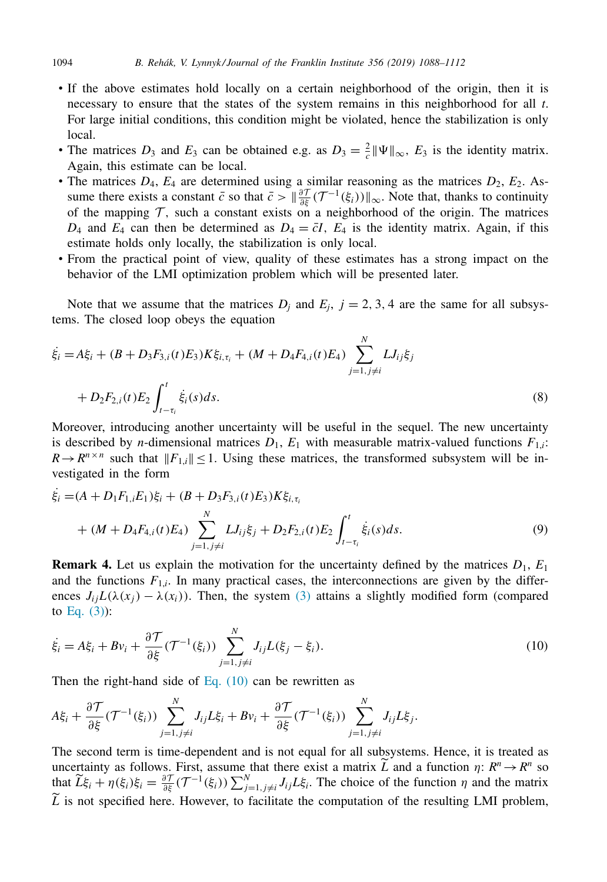- If the above estimates hold locally on a certain neighborhood of the origin, then it is necessary to ensure that the states of the system remains in this neighborhood for all $t$. For large initial conditions, this condition might be violated, hence the stabilization is only local.
- The matrices $D_3$ and $E_3$ can be obtained e.g. as $D_3 = \frac{2}{c}\|\Psi\|_\infty$, $E_3$ is the identity matrix. Again, this estimate can be local.
- The matrices $D_4$, $E_4$ are determined using a similar reasoning as the matrices $D_2$, $E_2$. Assume there exists a constant $\bar{c}$ so that $\bar{c} > \|\frac{\partial \mathcal{T}}{\partial \xi}(\mathcal{T}^{-1}(\xi_i))\|_\infty$. Note that, thanks to continuity of the mapping $\mathcal{T}$, such a constant exists on a neighborhood of the origin. The matrices $D_4$ and $E_4$ can then be determined as $D_4 = \bar{c}I$, $E_4$ is the identity matrix. Again, if this estimate holds only locally, the stabilization is only local.
- From the practical point of view, quality of these estimates has a strong impact on the behavior of the LMI optimization problem which will be presented later.

Note that we assume that the matrices $D_j$ and $E_j$, $j = 2, 3, 4$ are the same for all subsystems. The closed loop obeys the equation

$$
\begin{aligned}
\dot{\xi}_i =& A\xi_i + (B + D_3F_{3,i}(t)E_3)K\xi_{i,\tau_i} + (M + D_4F_{4,i}(t)E_4)\sum_{j=1, j\neq i}^{N} LJ_{ij}\xi_j \\
&+ D_2F_{2,i}(t)E_2\int_{t-\tau_i}^{t}\dot{\xi}_i(s)ds. 
\end{aligned}
\tag{8}
$$

Moreover, introducing another uncertainty will be useful in the sequel. The new uncertainty is described by $n$-dimensional matrices $D_1$, $E_1$ with measurable matrix-valued functions $F_{1,i}$: $R \to R^{n\times n}$ such that $\|F_{1,i}\| \leq 1$. Using these matrices, the transformed subsystem will be investigated in the form

$$
\begin{aligned}
\dot{\xi}_i =& (A + D_1F_{1,i}E_1)\xi_i + (B + D_3F_{3,i}(t)E_3)K\xi_{i,\tau_i} \\
&+ (M + D_4F_{4,i}(t)E_4)\sum_{j=1, j\neq i}^{N} LJ_{ij}\xi_j + D_2F_{2,i}(t)E_2\int_{t-\tau_i}^{t}\dot{\xi}_i(s)ds. 
\end{aligned}
\tag{9}
$$

**Remark 4.** Let us explain the motivation for the uncertainty defined by the matrices $D_1$, $E_1$ and the functions $F_{1,i}$. In many practical cases, the interconnections are given by the differences $J_{ij}L(\lambda(x_j) - \lambda(x_i))$. Then, the system (3) attains a slightly modified form (compared to Eq. (3)):

$$
\dot{\xi}_i = A\xi_i + Bv_i + \frac{\partial \mathcal{T}}{\partial \xi}(\mathcal{T}^{-1}(\xi_i))\sum_{j=1, j\neq i}^{N} J_{ij}L(\xi_j - \xi_i). \tag{10}
$$

Then the right-hand side of Eq. (10) can be rewritten as

$$
A\xi_i + \frac{\partial \mathcal{T}}{\partial \xi}(\mathcal{T}^{-1}(\xi_i))\sum_{j=1, j\neq i}^{N} J_{ij}L\xi_i + Bv_i + \frac{\partial \mathcal{T}}{\partial \xi}(\mathcal{T}^{-1}(\xi_i))\sum_{j=1, j\neq i}^{N} J_{ij}L\xi_j.
$$

The second term is time-dependent and is not equal for all subsystems. Hence, it is treated as uncertainty as follows. First, assume that there exist a matrix $\widetilde{L}$ and a function $\eta$: $R^n \to R^n$ so that $\widetilde{L}\xi_i + \eta(\xi_i)\xi_i = \frac{\partial \mathcal{T}}{\partial \xi}(\mathcal{T}^{-1}(\xi_i))\sum_{j=1, j\neq i}^{N} J_{ij}L\xi_i$. The choice of the function $\eta$ and the matrix $\widetilde{L}$ is not specified here. However, to facilitate the computation of the resulting LMI problem,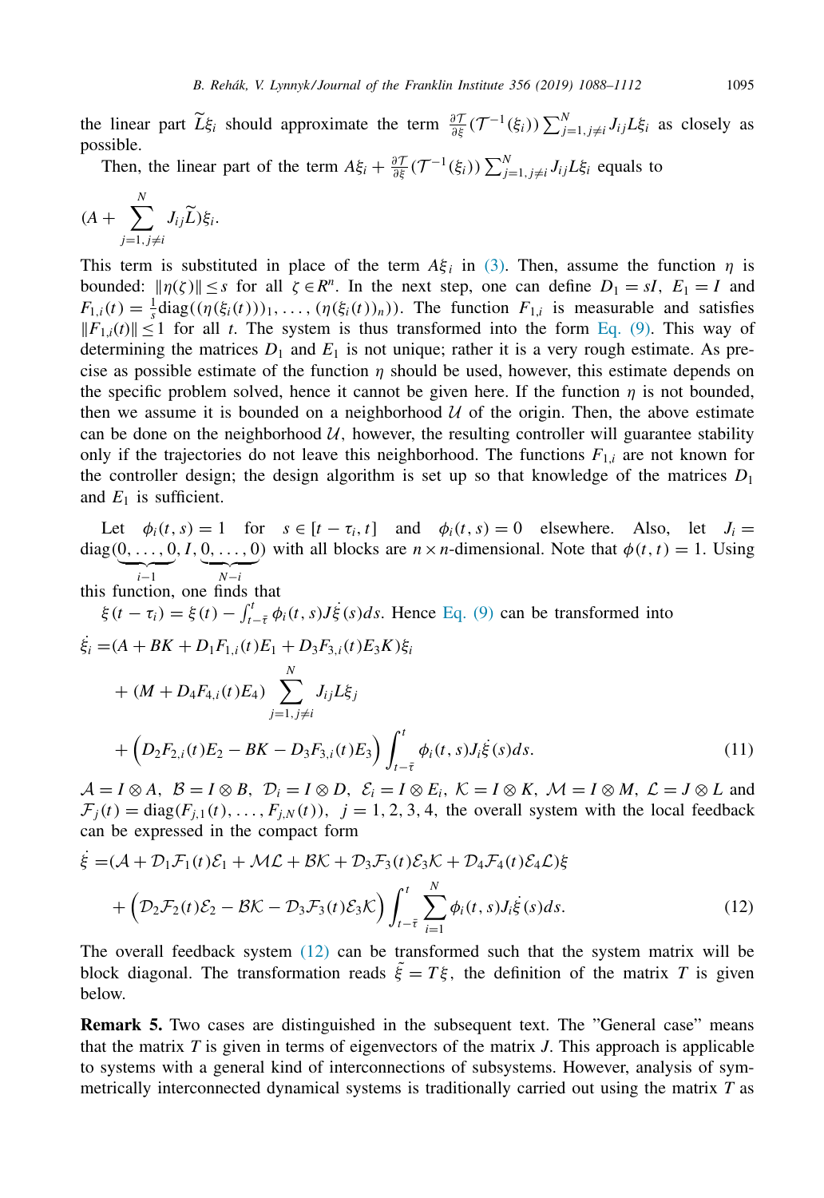the linear part $\widetilde{L}\xi_i$ should approximate the term $\frac{\partial \mathcal{T}}{\partial \xi}(\mathcal{T}^{-1}(\xi_i))\sum_{j=1, j\neq i}^{N} J_{ij}L\xi_i$ as closely as possible.

Then, the linear part of the term $A\xi_i + \frac{\partial \mathcal{T}}{\partial \xi}(\mathcal{T}^{-1}(\xi_i))\sum_{j=1, j\neq i}^{N} J_{ij}L\xi_i$ equals to

$$(A + \sum_{j=1, j\neq i}^{N} J_{ij}\widetilde{L})\xi_i.$$

This term is substituted in place of the term $A\xi_i$ in (3). Then, assume the function $\eta$ is bounded: $\|\eta(\zeta)\| \leq s$ for all $\zeta \in R^n$. In the next step, one can define $D_1 = sI$, $E_1 = I$ and $F_{1,i}(t) = \frac{1}{s}\mathrm{diag}((\eta(\xi_i(t)))_1, \ldots, (\eta(\xi_i(t))_n))$. The function $F_{1,i}$ is measurable and satisfies $\|F_{1,i}(t)\| \leq 1$ for all $t$. The system is thus transformed into the form Eq. (9). This way of determining the matrices $D_1$ and $E_1$ is not unique; rather it is a very rough estimate. As precise as possible estimate of the function $\eta$ should be used, however, this estimate depends on the specific problem solved, hence it cannot be given here. If the function $\eta$ is not bounded, then we assume it is bounded on a neighborhood $\mathcal{U}$ of the origin. Then, the above estimate can be done on the neighborhood $\mathcal{U}$, however, the resulting controller will guarantee stability only if the trajectories do not leave this neighborhood. The functions $F_{1,i}$ are not known for the controller design; the design algorithm is set up so that knowledge of the matrices $D_1$ and $E_1$ is sufficient.

Let $\phi_i(t, s) = 1$ for $s \in [t - \tau_i, t]$ and $\phi_i(t, s) = 0$ elsewhere. Also, let $J_i = \mathrm{diag}(\underbrace{0, \ldots, 0}_{i-1}, I, \underbrace{0, \ldots, 0}_{N-i})$ with all blocks are $n \times n$-dimensional. Note that $\phi(t, t) = 1$. Using this function, one finds that
$\xi(t - \tau_i) = \xi(t) - \int_{t-\bar{\tau}}^{t} \phi_i(t, s)J\dot{\xi}(s)ds$. Hence Eq. (9) can be transformed into

$$\begin{aligned}
\dot{\xi}_i =& (A + BK + D_1F_{1,i}(t)E_1 + D_3F_{3,i}(t)E_3K)\xi_i \\
&+ (M + D_4F_{4,i}(t)E_4)\sum_{j=1, j\neq i}^{N} J_{ij}L\xi_j \\
&+ \Big(D_2F_{2,i}(t)E_2 - BK - D_3F_{3,i}(t)E_3\Big)\int_{t-\bar{\tau}}^{t} \phi_i(t, s)J_i\dot{\xi}(s)ds.
\end{aligned} \tag{11}$$

$\mathcal{A} = I \otimes A$, $\mathcal{B} = I \otimes B$, $\mathcal{D}_i = I \otimes D$, $\mathcal{E}_i = I \otimes E_i$, $\mathcal{K} = I \otimes K$, $\mathcal{M} = I \otimes M$, $\mathcal{L} = J \otimes L$ and $\mathcal{F}_j(t) = \mathrm{diag}(F_{j,1}(t), \ldots, F_{j,N}(t))$, $j = 1, 2, 3, 4$, the overall system with the local feedback can be expressed in the compact form

$$\begin{aligned}
\dot{\xi} =& (\mathcal{A} + \mathcal{D}_1\mathcal{F}_1(t)\mathcal{E}_1 + \mathcal{M}\mathcal{L} + \mathcal{B}\mathcal{K} + \mathcal{D}_3\mathcal{F}_3(t)\mathcal{E}_3\mathcal{K} + \mathcal{D}_4\mathcal{F}_4(t)\mathcal{E}_4\mathcal{L})\xi \\
&+ \Big(\mathcal{D}_2\mathcal{F}_2(t)\mathcal{E}_2 - \mathcal{B}\mathcal{K} - \mathcal{D}_3\mathcal{F}_3(t)\mathcal{E}_3\mathcal{K}\Big)\int_{t-\bar{\tau}}^{t} \sum_{i=1}^{N} \phi_i(t, s)J_i\dot{\xi}(s)ds.
\end{aligned} \tag{12}$$

The overall feedback system (12) can be transformed such that the system matrix will be block diagonal. The transformation reads $\tilde{\xi} = T\xi$, the definition of the matrix $T$ is given below.

**Remark 5.** Two cases are distinguished in the subsequent text. The "General case" means that the matrix $T$ is given in terms of eigenvectors of the matrix $J$. This approach is applicable to systems with a general kind of interconnections of subsystems. However, analysis of symmetrically interconnected dynamical systems is traditionally carried out using the matrix $T$ as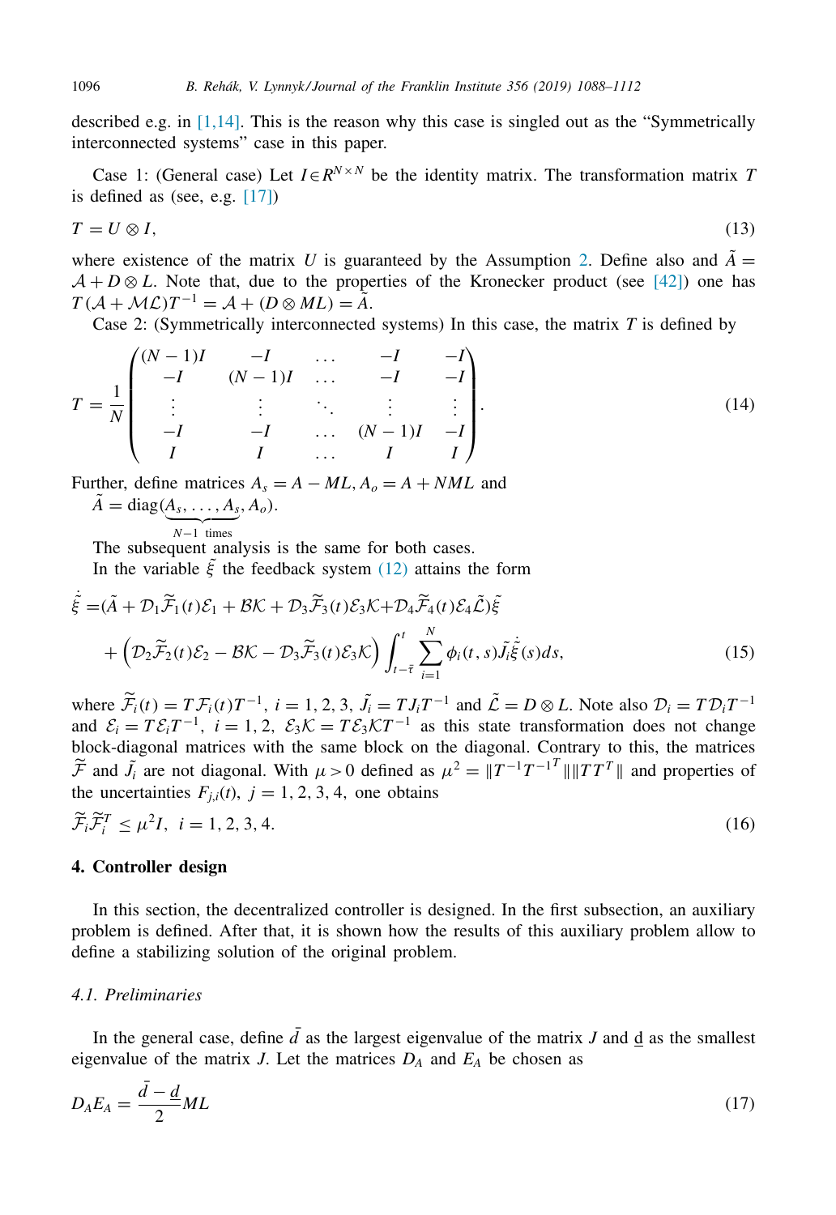described e.g. in [1,14]. This is the reason why this case is singled out as the "Symmetrically interconnected systems" case in this paper.

Case 1: (General case) Let $I \in R^{N\times N}$ be the identity matrix. The transformation matrix $T$ is defined as (see, e.g. [17])

$$T = U \otimes I, \tag{13}$$

where existence of the matrix $U$ is guaranteed by the Assumption 2. Define also and $\tilde{A} = \mathcal{A} + D \otimes L$. Note that, due to the properties of the Kronecker product (see [42]) one has $T(\mathcal{A} + \mathcal{M}\mathcal{L})T^{-1} = \mathcal{A} + (D \otimes ML) = \tilde{A}$.

Case 2: (Symmetrically interconnected systems) In this case, the matrix $T$ is defined by

$$T = \frac{1}{N}\begin{pmatrix} (N-1)I & -I & \dots & -I & -I \\ -I & (N-1)I & \dots & -I & -I \\ \vdots & \vdots & \ddots & \vdots & \vdots \\ -I & -I & \dots & (N-1)I & -I \\ I & I & \dots & I & I \end{pmatrix}. \tag{14}$$

Further, define matrices $A_s = A - ML, A_o = A + NML$ and
$\tilde{A} = \text{diag}(\underbrace{A_s, \dots, A_s}_{N-1 \text{ times}}, A_o)$.

The subsequent analysis is the same for both cases.

In the variable $\tilde{\xi}$ the feedback system (12) attains the form

$$\begin{aligned}\dot{\tilde{\xi}} =& (\tilde{A} + \mathcal{D}_1\tilde{\mathcal{F}}_1(t)\mathcal{E}_1 + \mathcal{B}\mathcal{K} + \mathcal{D}_3\tilde{\mathcal{F}}_3(t)\mathcal{E}_3\mathcal{K} + \mathcal{D}_4\tilde{\mathcal{F}}_4(t)\mathcal{E}_4\tilde{\mathcal{L}})\tilde{\xi} \\ &+ \left(\mathcal{D}_2\tilde{\mathcal{F}}_2(t)\mathcal{E}_2 - \mathcal{B}\mathcal{K} - \mathcal{D}_3\tilde{\mathcal{F}}_3(t)\mathcal{E}_3\mathcal{K}\right)\int_{t-\bar{\tau}}^{t}\sum_{i=1}^{N}\phi_i(t,s)\tilde{J}_i\dot{\tilde{\xi}}(s)ds,\end{aligned} \tag{15}$$

where $\tilde{\mathcal{F}}_i(t) = T\mathcal{F}_i(t)T^{-1}$, $i = 1, 2, 3$, $\tilde{J}_i = TJ_iT^{-1}$ and $\tilde{\mathcal{L}} = D \otimes L$. Note also $\mathcal{D}_i = T\mathcal{D}_iT^{-1}$ and $\mathcal{E}_i = T\mathcal{E}_iT^{-1}$, $i = 1, 2$, $\mathcal{E}_3\mathcal{K} = T\mathcal{E}_3\mathcal{K}T^{-1}$ as this state transformation does not change block-diagonal matrices with the same block on the diagonal. Contrary to this, the matrices $\tilde{\mathcal{F}}$ and $\tilde{J}_i$ are not diagonal. With $\mu > 0$ defined as $\mu^2 = \|T^{-1}T^{-1^T}\|\|TT^T\|$ and properties of the uncertainties $F_{j,i}(t)$, $j = 1, 2, 3, 4$, one obtains

$$\tilde{\mathcal{F}}_i\tilde{\mathcal{F}}_i^T \leq \mu^2 I, \quad i = 1, 2, 3, 4. \tag{16}$$

## 4. Controller design

In this section, the decentralized controller is designed. In the first subsection, an auxiliary problem is defined. After that, it is shown how the results of this auxiliary problem allow to define a stabilizing solution of the original problem.

### *4.1. Preliminaries*

In the general case, define $\bar{d}$ as the largest eigenvalue of the matrix $J$ and $\underline{d}$ as the smallest eigenvalue of the matrix $J$. Let the matrices $D_A$ and $E_A$ be chosen as

$$D_A E_A = \frac{\bar{d} - \underline{d}}{2} ML \tag{17}$$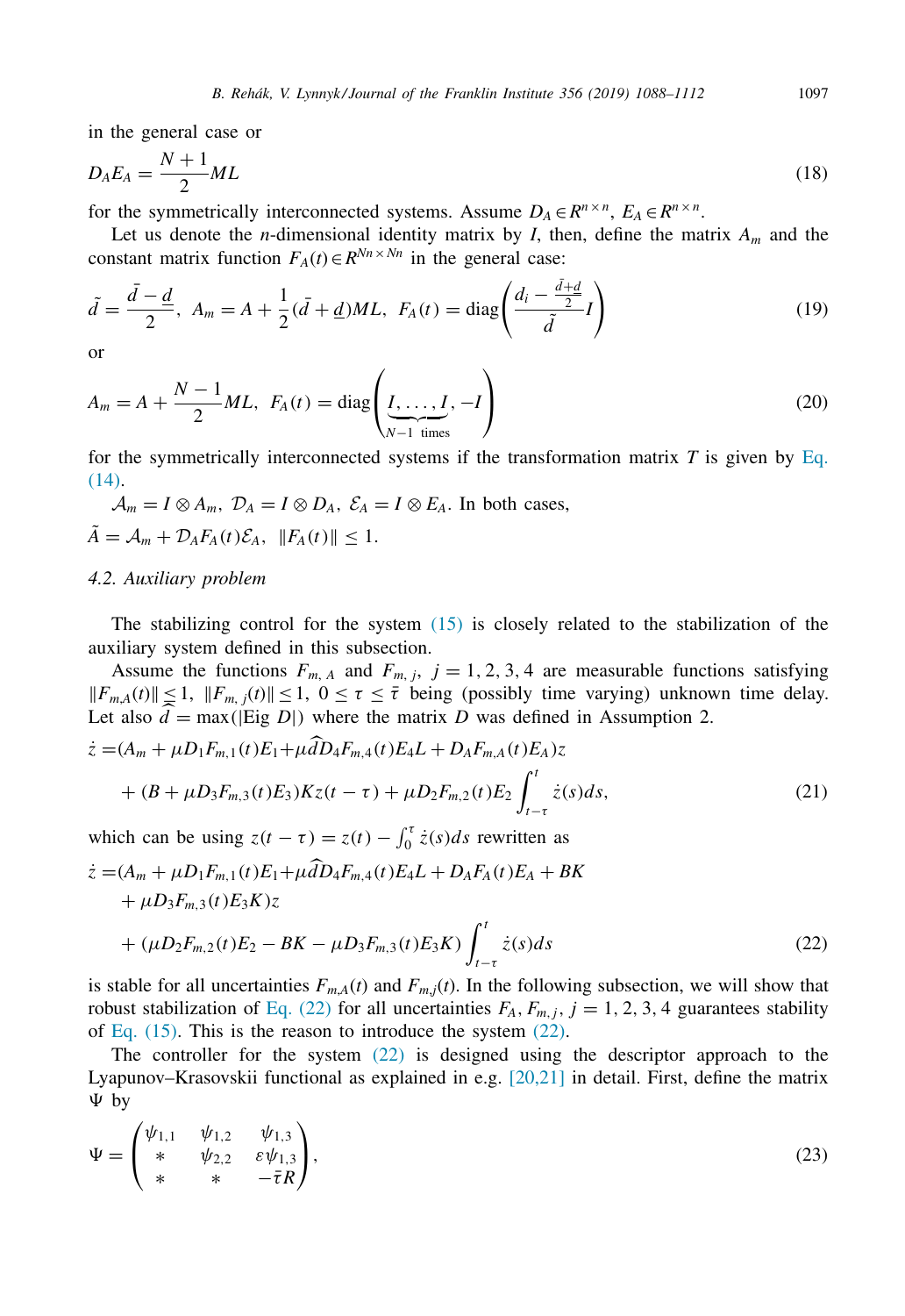in the general case or

$$D_A E_A = \frac{N+1}{2} ML \tag{18}$$

for the symmetrically interconnected systems. Assume $D_A \in R^{n\times n}$, $E_A \in R^{n\times n}$.

Let us denote the $n$-dimensional identity matrix by $I$, then, define the matrix $A_m$ and the constant matrix function $F_A(t) \in R^{Nn\times Nn}$ in the general case:

$$\tilde{d} = \frac{\bar{d}-\underline{d}}{2},\ A_m = A + \frac{1}{2}(\bar{d}+\underline{d})ML,\ F_A(t) = \text{diag}\left(\frac{d_i - \frac{\bar{d}+\underline{d}}{2}}{\tilde{d}} I\right) \tag{19}$$

or

$$A_m = A + \frac{N-1}{2} ML,\ F_A(t) = \text{diag}\left(\underbrace{I, \ldots, I}_{N-1 \text{ times}}, -I\right) \tag{20}$$

for the symmetrically interconnected systems if the transformation matrix $T$ is given by Eq. (14).

$\mathcal{A}_m = I \otimes A_m,\ \mathcal{D}_A = I \otimes D_A,\ \mathcal{E}_A = I \otimes E_A$. In both cases,

$\tilde{A} = \mathcal{A}_m + \mathcal{D}_A F_A(t) \mathcal{E}_A,\ \|F_A(t)\| \leq 1.$

## 4.2. Auxiliary problem

The stabilizing control for the system (15) is closely related to the stabilization of the auxiliary system defined in this subsection.

Assume the functions $F_{m,A}$ and $F_{m,j}$, $j = 1, 2, 3, 4$ are measurable functions satisfying $\|F_{m,A}(t)\| \leq 1,\ \|F_{m,j}(t)\| \leq 1,\ 0 \leq \tau \leq \bar{\tau}$ being (possibly time varying) unknown time delay. Let also $\widehat{d} = \max(|\text{Eig } D|)$ where the matrix $D$ was defined in Assumption 2.

$$\begin{aligned} \dot{z} =& (A_m + \mu D_1 F_{m,1}(t) E_1 + \mu \widehat{d} D_4 F_{m,4}(t) E_4 L + D_A F_{m,A}(t) E_A) z \\ &+ (B + \mu D_3 F_{m,3}(t) E_3) K z(t-\tau) + \mu D_2 F_{m,2}(t) E_2 \int_{t-\tau}^{t} \dot{z}(s) ds, \end{aligned} \tag{21}$$

which can be using $z(t-\tau) = z(t) - \int_0^\tau \dot{z}(s) ds$ rewritten as

$$\begin{aligned} \dot{z} =& (A_m + \mu D_1 F_{m,1}(t) E_1 + \mu \widehat{d} D_4 F_{m,4}(t) E_4 L + D_A F_A(t) E_A + BK \\ &+ \mu D_3 F_{m,3}(t) E_3 K) z \\ &+ (\mu D_2 F_{m,2}(t) E_2 - BK - \mu D_3 F_{m,3}(t) E_3 K) \int_{t-\tau}^{t} \dot{z}(s) ds \end{aligned} \tag{22}$$

is stable for all uncertainties $F_{m,A}(t)$ and $F_{m,j}(t)$. In the following subsection, we will show that robust stabilization of Eq. (22) for all uncertainties $F_A, F_{m,j}, j = 1, 2, 3, 4$ guarantees stability of Eq. (15). This is the reason to introduce the system (22).

The controller for the system (22) is designed using the descriptor approach to the Lyapunov–Krasovskii functional as explained in e.g. [20,21] in detail. First, define the matrix $\Psi$ by

$$\Psi = \begin{pmatrix} \psi_{1,1} & \psi_{1,2} & \psi_{1,3} \\ * & \psi_{2,2} & \varepsilon\psi_{1,3} \\ * & * & -\bar{\tau} R \end{pmatrix}, \tag{23}$$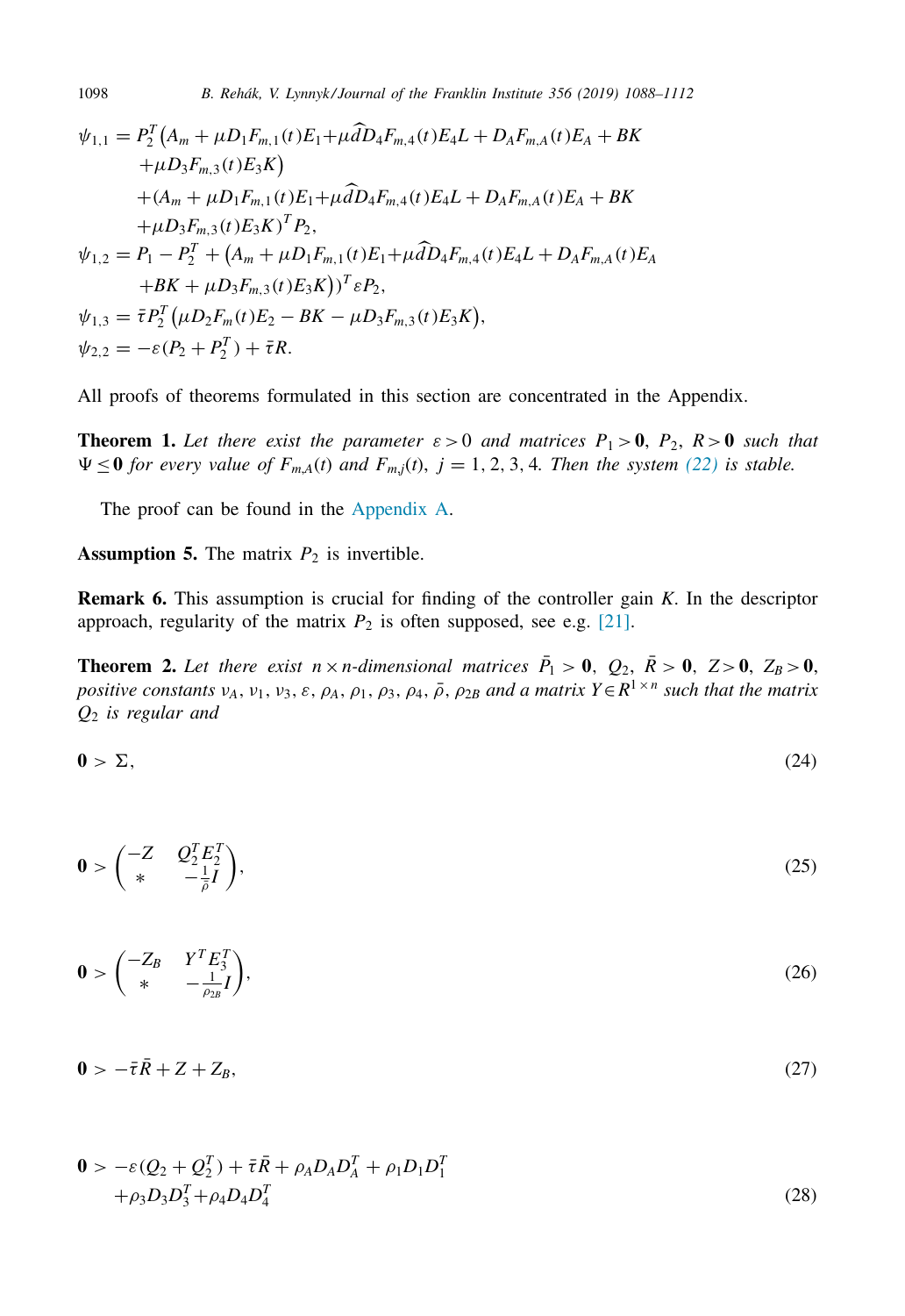$$
\begin{aligned}
\psi_{1,1} = {} & P_2^T\big(A_m + \mu D_1 F_{m,1}(t)E_1 + \mu\widehat{d} D_4 F_{m,4}(t)E_4 L + D_A F_{m,A}(t)E_A + BK \\
& + \mu D_3 F_{m,3}(t)E_3 K\big) \\
& + (A_m + \mu D_1 F_{m,1}(t)E_1 + \mu\widehat{d} D_4 F_{m,4}(t)E_4 L + D_A F_{m,A}(t)E_A + BK \\
& + \mu D_3 F_{m,3}(t)E_3 K)^T P_2, \\
\psi_{1,2} = {} & P_1 - P_2^T + \big(A_m + \mu D_1 F_{m,1}(t)E_1 + \mu\widehat{d} D_4 F_{m,4}(t)E_4 L + D_A F_{m,A}(t)E_A \\
& + BK + \mu D_3 F_{m,3}(t)E_3 K)\big)^T \varepsilon P_2, \\
\psi_{1,3} = {} & \bar{\tau} P_2^T\big(\mu D_2 F_m(t)E_2 - BK - \mu D_3 F_{m,3}(t)E_3 K\big), \\
\psi_{2,2} = {} & -\varepsilon(P_2 + P_2^T) + \bar{\tau} R.
\end{aligned}
$$

All proofs of theorems formulated in this section are concentrated in the Appendix.

**Theorem 1.** *Let there exist the parameter $\varepsilon > 0$ and matrices $P_1 > \mathbf{0}$, $P_2$, $R > \mathbf{0}$ such that $\Psi \leq \mathbf{0}$ for every value of $F_{m,A}(t)$ and $F_{m,j}(t)$, $j = 1, 2, 3, 4$. Then the system (22) is stable.*

The proof can be found in the Appendix A.

**Assumption 5.** The matrix $P_2$ is invertible.

**Remark 6.** This assumption is crucial for finding of the controller gain $K$. In the descriptor approach, regularity of the matrix $P_2$ is often supposed, see e.g. [21].

**Theorem 2.** *Let there exist $n \times n$-dimensional matrices $\bar{P}_1 > \mathbf{0}$, $Q_2$, $\bar{R} > \mathbf{0}$, $Z > \mathbf{0}$, $Z_B > \mathbf{0}$, positive constants $\nu_A$, $\nu_1$, $\nu_3$, $\varepsilon$, $\rho_A$, $\rho_1$, $\rho_3$, $\rho_4$, $\bar{\rho}$, $\rho_{2B}$ and a matrix $Y \in R^{1\times n}$ such that the matrix $Q_2$ is regular and*

$$
\mathbf{0} > \Sigma, \tag{24}
$$

$$
\mathbf{0} > \begin{pmatrix} -Z & Q_2^T E_2^T \\ * & -\frac{1}{\bar{\rho}} I \end{pmatrix}, \tag{25}
$$

$$
\mathbf{0} > \begin{pmatrix} -Z_B & Y^T E_3^T \\ * & -\frac{1}{\rho_{2B}} I \end{pmatrix}, \tag{26}
$$

$$
\mathbf{0} > -\bar{\tau}\bar{R} + Z + Z_B, \tag{27}
$$

$$
\begin{aligned}
\mathbf{0} > {} & -\varepsilon(Q_2 + Q_2^T) + \bar{\tau}\bar{R} + \rho_A D_A D_A^T + \rho_1 D_1 D_1^T \\
& + \rho_3 D_3 D_3^T + \rho_4 D_4 D_4^T
\end{aligned} \tag{28}
$$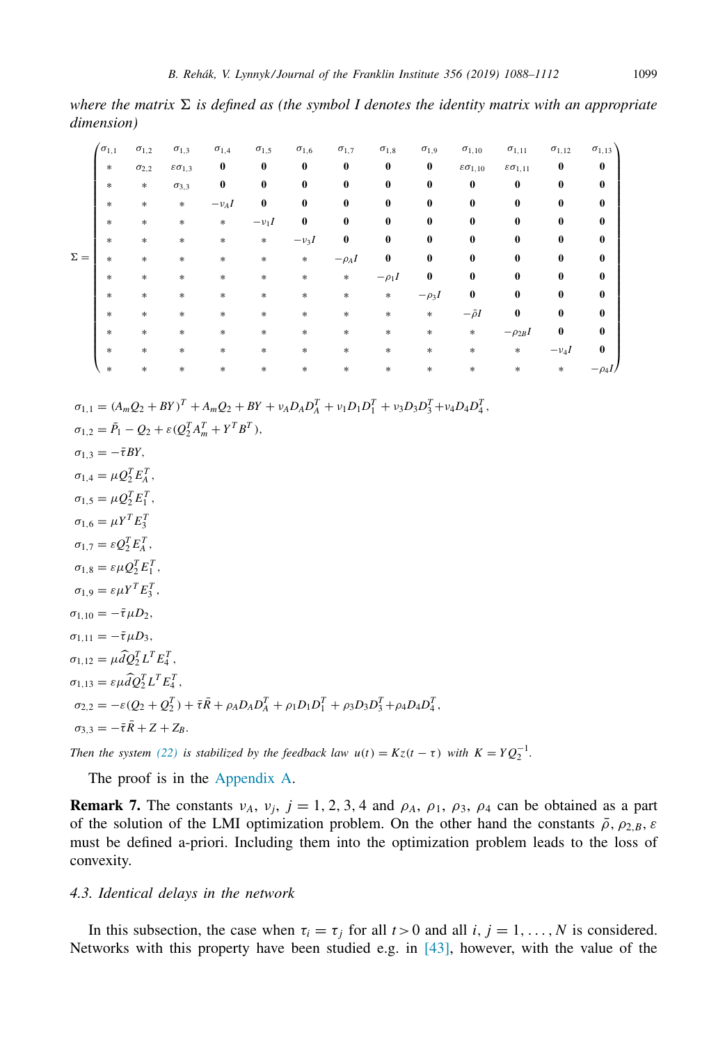*where the matrix* $\Sigma$ *is defined as (the symbol* $I$ *denotes the identity matrix with an appropriate dimension)*

$$\Sigma = \begin{pmatrix}
\sigma_{1,1} & \sigma_{1,2} & \sigma_{1,3} & \sigma_{1,4} & \sigma_{1,5} & \sigma_{1,6} & \sigma_{1,7} & \sigma_{1,8} & \sigma_{1,9} & \sigma_{1,10} & \sigma_{1,11} & \sigma_{1,12} & \sigma_{1,13} \\
* & \sigma_{2,2} & \varepsilon\sigma_{1,3} & \mathbf{0} & \mathbf{0} & \mathbf{0} & \mathbf{0} & \mathbf{0} & \mathbf{0} & \varepsilon\sigma_{1,10} & \varepsilon\sigma_{1,11} & \mathbf{0} & \mathbf{0} \\
* & * & \sigma_{3,3} & \mathbf{0} & \mathbf{0} & \mathbf{0} & \mathbf{0} & \mathbf{0} & \mathbf{0} & \mathbf{0} & \mathbf{0} & \mathbf{0} & \mathbf{0} \\
* & * & * & -\nu_A I & \mathbf{0} & \mathbf{0} & \mathbf{0} & \mathbf{0} & \mathbf{0} & \mathbf{0} & \mathbf{0} & \mathbf{0} & \mathbf{0} \\
* & * & * & * & -\nu_1 I & \mathbf{0} & \mathbf{0} & \mathbf{0} & \mathbf{0} & \mathbf{0} & \mathbf{0} & \mathbf{0} & \mathbf{0} \\
* & * & * & * & * & -\nu_3 I & \mathbf{0} & \mathbf{0} & \mathbf{0} & \mathbf{0} & \mathbf{0} & \mathbf{0} & \mathbf{0} \\
* & * & * & * & * & * & -\rho_A I & \mathbf{0} & \mathbf{0} & \mathbf{0} & \mathbf{0} & \mathbf{0} & \mathbf{0} \\
* & * & * & * & * & * & * & -\rho_1 I & \mathbf{0} & \mathbf{0} & \mathbf{0} & \mathbf{0} & \mathbf{0} \\
* & * & * & * & * & * & * & * & -\rho_3 I & \mathbf{0} & \mathbf{0} & \mathbf{0} & \mathbf{0} \\
* & * & * & * & * & * & * & * & * & -\bar{\rho} I & \mathbf{0} & \mathbf{0} & \mathbf{0} \\
* & * & * & * & * & * & * & * & * & * & -\rho_{2B} I & \mathbf{0} & \mathbf{0} \\
* & * & * & * & * & * & * & * & * & * & * & -\nu_4 I & \mathbf{0} \\
* & * & * & * & * & * & * & * & * & * & * & * & -\rho_4 I
\end{pmatrix}$$

$$\sigma_{1,1} = (A_m Q_2 + BY)^T + A_m Q_2 + BY + \nu_A D_A D_A^T + \nu_1 D_1 D_1^T + \nu_3 D_3 D_3^T + \nu_4 D_4 D_4^T,$$

$$\sigma_{1,2} = \bar{P}_1 - Q_2 + \varepsilon(Q_2^T A_m^T + Y^T B^T),$$

$$\sigma_{1,3} = -\bar{\tau} BY,$$

$$\sigma_{1,4} = \mu Q_2^T E_A^T,$$

$$\sigma_{1,5} = \mu Q_2^T E_1^T,$$

$$\sigma_{1,6} = \mu Y^T E_3^T$$

$$\sigma_{1,7} = \varepsilon Q_2^T E_A^T,$$

$$\sigma_{1,8} = \varepsilon\mu Q_2^T E_1^T,$$

$$\sigma_{1,9} = \varepsilon\mu Y^T E_3^T,$$

$$\sigma_{1,10} = -\bar{\tau}\mu D_2,$$

$$\sigma_{1,11} = -\bar{\tau}\mu D_3,$$

$$\sigma_{1,12} = \mu\widehat{d} Q_2^T L^T E_4^T,$$

$$\sigma_{1,13} = \varepsilon\mu\widehat{d} Q_2^T L^T E_4^T,$$

$$\sigma_{2,2} = -\varepsilon(Q_2 + Q_2^T) + \bar{\tau}\bar{R} + \rho_A D_A D_A^T + \rho_1 D_1 D_1^T + \rho_3 D_3 D_3^T + \rho_4 D_4 D_4^T,$$

$$\sigma_{3,3} = -\bar{\tau}\bar{R} + Z + Z_B.$$

*Then the system (22) is stabilized by the feedback law* $u(t) = Kz(t-\tau)$ *with* $K = YQ_2^{-1}$.

The proof is in the Appendix A.

**Remark 7.** The constants $\nu_A$, $\nu_j$, $j = 1, 2, 3, 4$ and $\rho_A$, $\rho_1$, $\rho_3$, $\rho_4$ can be obtained as a part of the solution of the LMI optimization problem. On the other hand the constants $\bar{\rho}$, $\rho_{2,B}$, $\varepsilon$ must be defined a-priori. Including them into the optimization problem leads to the loss of convexity.

### 4.3. Identical delays in the network

In this subsection, the case when $\tau_i = \tau_j$ for all $t > 0$ and all $i, j = 1, \ldots, N$ is considered. Networks with this property have been studied e.g. in [43], however, with the value of the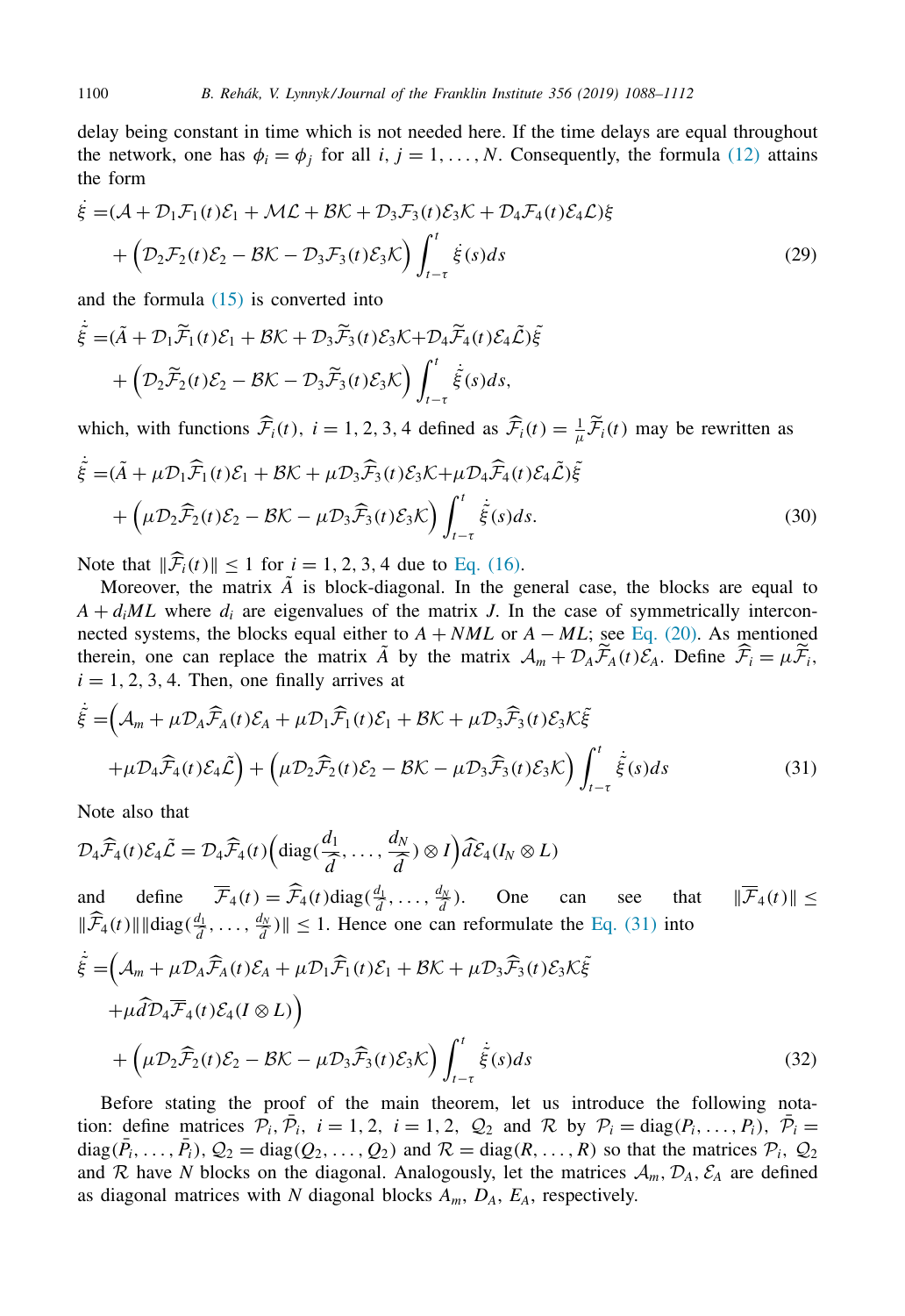delay being constant in time which is not needed here. If the time delays are equal throughout the network, one has $\phi_i = \phi_j$ for all $i, j = 1, \ldots, N$. Consequently, the formula (12) attains the form

$$
\begin{aligned}
\dot{\xi} =& (\mathcal{A} + \mathcal{D}_1\mathcal{F}_1(t)\mathcal{E}_1 + \mathcal{M}\mathcal{L} + \mathcal{B}\mathcal{K} + \mathcal{D}_3\mathcal{F}_3(t)\mathcal{E}_3\mathcal{K} + \mathcal{D}_4\mathcal{F}_4(t)\mathcal{E}_4\mathcal{L})\xi \\
&+ \Big(\mathcal{D}_2\mathcal{F}_2(t)\mathcal{E}_2 - \mathcal{B}\mathcal{K} - \mathcal{D}_3\mathcal{F}_3(t)\mathcal{E}_3\mathcal{K}\Big)\int_{t-\tau}^{t}\dot{\xi}(s)ds
\end{aligned}
\tag{29}
$$

and the formula (15) is converted into

$$
\begin{aligned}
\dot{\tilde{\xi}} =& (\tilde{A} + \mathcal{D}_1\widetilde{\mathcal{F}}_1(t)\mathcal{E}_1 + \mathcal{B}\mathcal{K} + \mathcal{D}_3\widetilde{\mathcal{F}}_3(t)\mathcal{E}_3\mathcal{K} + \mathcal{D}_4\widetilde{\mathcal{F}}_4(t)\mathcal{E}_4\tilde{\mathcal{L}})\tilde{\xi} \\
&+ \Big(\mathcal{D}_2\widetilde{\mathcal{F}}_2(t)\mathcal{E}_2 - \mathcal{B}\mathcal{K} - \mathcal{D}_3\widetilde{\mathcal{F}}_3(t)\mathcal{E}_3\mathcal{K}\Big)\int_{t-\tau}^{t}\dot{\tilde{\xi}}(s)ds,
\end{aligned}
$$

which, with functions $\widehat{\mathcal{F}}_i(t),\ i = 1, 2, 3, 4$ defined as $\widehat{\mathcal{F}}_i(t) = \frac{1}{\mu}\widetilde{\mathcal{F}}_i(t)$ may be rewritten as

$$
\begin{aligned}
\dot{\tilde{\xi}} =& (\tilde{A} + \mu\mathcal{D}_1\widehat{\mathcal{F}}_1(t)\mathcal{E}_1 + \mathcal{B}\mathcal{K} + \mu\mathcal{D}_3\widehat{\mathcal{F}}_3(t)\mathcal{E}_3\mathcal{K} + \mu\mathcal{D}_4\widehat{\mathcal{F}}_4(t)\mathcal{E}_4\tilde{\mathcal{L}})\tilde{\xi} \\
&+ \Big(\mu\mathcal{D}_2\widehat{\mathcal{F}}_2(t)\mathcal{E}_2 - \mathcal{B}\mathcal{K} - \mu\mathcal{D}_3\widehat{\mathcal{F}}_3(t)\mathcal{E}_3\mathcal{K}\Big)\int_{t-\tau}^{t}\dot{\tilde{\xi}}(s)ds.
\end{aligned}
\tag{30}
$$

Note that $\|\widehat{\mathcal{F}}_i(t)\| \le 1$ for $i = 1, 2, 3, 4$ due to Eq. (16).

Moreover, the matrix $\tilde{A}$ is block-diagonal. In the general case, the blocks are equal to $A + d_iML$ where $d_i$ are eigenvalues of the matrix $J$. In the case of symmetrically interconnected systems, the blocks equal either to $A + NML$ or $A - ML$; see Eq. (20). As mentioned therein, one can replace the matrix $\tilde{A}$ by the matrix $\mathcal{A}_m + \mathcal{D}_A\widetilde{\mathcal{F}}_A(t)\mathcal{E}_A$. Define $\widehat{\mathcal{F}}_i = \mu\widetilde{\mathcal{F}}_i$, $i = 1, 2, 3, 4$. Then, one finally arrives at

$$
\begin{aligned}
\dot{\tilde{\xi}} =& \Big(\mathcal{A}_m + \mu\mathcal{D}_A\widehat{\mathcal{F}}_A(t)\mathcal{E}_A + \mu\mathcal{D}_1\widehat{\mathcal{F}}_1(t)\mathcal{E}_1 + \mathcal{B}\mathcal{K} + \mu\mathcal{D}_3\widehat{\mathcal{F}}_3(t)\mathcal{E}_3\mathcal{K}\tilde{\xi} \\
&+ \mu\mathcal{D}_4\widehat{\mathcal{F}}_4(t)\mathcal{E}_4\tilde{\mathcal{L}}\Big) + \Big(\mu\mathcal{D}_2\widehat{\mathcal{F}}_2(t)\mathcal{E}_2 - \mathcal{B}\mathcal{K} - \mu\mathcal{D}_3\widehat{\mathcal{F}}_3(t)\mathcal{E}_3\mathcal{K}\Big)\int_{t-\tau}^{t}\dot{\tilde{\xi}}(s)ds
\end{aligned}
\tag{31}
$$

Note also that

$$
\mathcal{D}_4\widehat{\mathcal{F}}_4(t)\mathcal{E}_4\tilde{\mathcal{L}} = \mathcal{D}_4\widehat{\mathcal{F}}_4(t)\Big(\mathrm{diag}(\frac{d_1}{\hat{d}}, \ldots, \frac{d_N}{\hat{d}}) \otimes I\Big)\hat{d}\mathcal{E}_4(I_N \otimes L)
$$

and define $\overline{\mathcal{F}}_4(t) = \widehat{\mathcal{F}}_4(t)\mathrm{diag}(\frac{d_1}{\hat{d}}, \ldots, \frac{d_N}{\hat{d}})$. One can see that $\|\overline{\mathcal{F}}_4(t)\| \le \|\widehat{\mathcal{F}}_4(t)\|\|\mathrm{diag}(\frac{d_1}{\hat{d}}, \ldots, \frac{d_N}{\hat{d}})\| \le 1$. Hence one can reformulate the Eq. (31) into

$$
\begin{aligned}
\dot{\tilde{\xi}} =& \Big(\mathcal{A}_m + \mu\mathcal{D}_A\widehat{\mathcal{F}}_A(t)\mathcal{E}_A + \mu\mathcal{D}_1\widehat{\mathcal{F}}_1(t)\mathcal{E}_1 + \mathcal{B}\mathcal{K} + \mu\mathcal{D}_3\widehat{\mathcal{F}}_3(t)\mathcal{E}_3\mathcal{K}\tilde{\xi} \\
&+ \mu\hat{d}\mathcal{D}_4\overline{\mathcal{F}}_4(t)\mathcal{E}_4(I \otimes L)\Big) \\
&+ \Big(\mu\mathcal{D}_2\widehat{\mathcal{F}}_2(t)\mathcal{E}_2 - \mathcal{B}\mathcal{K} - \mu\mathcal{D}_3\widehat{\mathcal{F}}_3(t)\mathcal{E}_3\mathcal{K}\Big)\int_{t-\tau}^{t}\dot{\tilde{\xi}}(s)ds
\end{aligned}
\tag{32}
$$

Before stating the proof of the main theorem, let us introduce the following notation: define matrices $\mathcal{P}_i, \bar{\mathcal{P}}_i,\ i = 1, 2,\ i = 1, 2,\ \mathcal{Q}_2$ and $\mathcal{R}$ by $\mathcal{P}_i = \mathrm{diag}(P_i, \ldots, P_i)$, $\bar{\mathcal{P}}_i = \mathrm{diag}(\bar{P}_i, \ldots, \bar{P}_i)$, $\mathcal{Q}_2 = \mathrm{diag}(Q_2, \ldots, Q_2)$ and $\mathcal{R} = \mathrm{diag}(R, \ldots, R)$ so that the matrices $\mathcal{P}_i$, $\mathcal{Q}_2$ and $\mathcal{R}$ have $N$ blocks on the diagonal. Analogously, let the matrices $\mathcal{A}_m, \mathcal{D}_A, \mathcal{E}_A$ are defined as diagonal matrices with $N$ diagonal blocks $A_m$, $D_A$, $E_A$, respectively.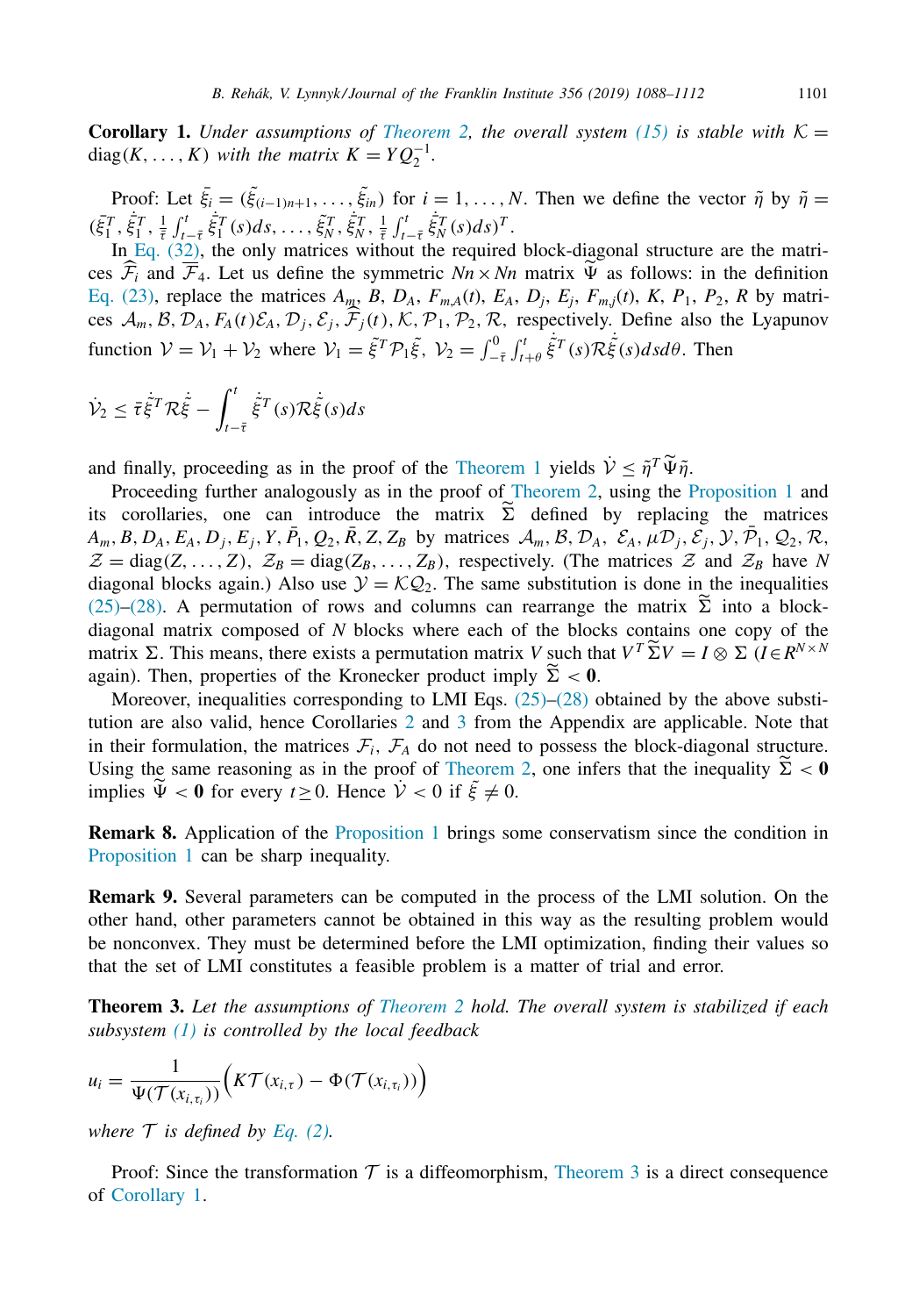**Corollary 1.** *Under assumptions of Theorem 2, the overall system (15) is stable with $\mathcal{K} = \text{diag}(K, \ldots, K)$ with the matrix $K = YQ_2^{-1}$.*

Proof: Let $\bar{\xi}_i = (\tilde{\xi}_{(i-1)n+1}, \ldots, \tilde{\xi}_{in})$ for $i = 1, \ldots, N$. Then we define the vector $\tilde{\eta}$ by $\tilde{\eta} = (\bar{\xi}_1^T, \dot{\bar{\xi}}_1^T, \frac{1}{\bar{\tau}}\int_{t-\bar{\tau}}^t \dot{\bar{\xi}}_1^T(s)ds, \ldots, \bar{\xi}_N^T, \dot{\bar{\xi}}_N^T, \frac{1}{\bar{\tau}}\int_{t-\bar{\tau}}^t \dot{\bar{\xi}}_N^T(s)ds)^T$.

In Eq. (32), the only matrices without the required block-diagonal structure are the matrices $\widehat{\mathcal{F}}_i$ and $\overline{\mathcal{F}}_4$. Let us define the symmetric $Nn \times Nn$ matrix $\widetilde{\Psi}$ as follows: in the definition Eq. (23), replace the matrices $A_m$, $B$, $D_A$, $F_{m,A}(t)$, $E_A$, $D_j$, $E_j$, $F_{m,j}(t)$, $K$, $P_1$, $P_2$, $R$ by matrices $\mathcal{A}_m, \mathcal{B}, \mathcal{D}_A, \mathcal{F}_A(t)\mathcal{E}_A, \mathcal{D}_j, \mathcal{E}_j, \widehat{\mathcal{F}}_j(t), \mathcal{K}, \mathcal{P}_1, \mathcal{P}_2, \mathcal{R}$, respectively. Define also the Lyapunov function $\mathcal{V} = \mathcal{V}_1 + \mathcal{V}_2$ where $\mathcal{V}_1 = \tilde{\xi}^T \mathcal{P}_1 \tilde{\xi}$, $\mathcal{V}_2 = \int_{-\bar{\tau}}^0 \int_{t+\theta}^t \dot{\tilde{\xi}}^T(s)\mathcal{R}\dot{\tilde{\xi}}(s)dsd\theta$. Then

$$\dot{\mathcal{V}}_2 \leq \bar{\tau}\dot{\tilde{\xi}}^T \mathcal{R}\dot{\tilde{\xi}} - \int_{t-\bar{\tau}}^t \dot{\tilde{\xi}}^T(s)\mathcal{R}\dot{\tilde{\xi}}(s)ds$$

and finally, proceeding as in the proof of the Theorem 1 yields $\dot{\mathcal{V}} \leq \tilde{\eta}^T \widetilde{\Psi}\tilde{\eta}$.

Proceeding further analogously as in the proof of Theorem 2, using the Proposition 1 and its corollaries, one can introduce the matrix $\widetilde{\Sigma}$ defined by replacing the matrices $A_m, B, D_A, E_A, D_j, E_j, Y, \bar{P}_1, Q_2, \bar{R}, Z, Z_B$ by matrices $\mathcal{A}_m, \mathcal{B}, \mathcal{D}_A, \mathcal{E}_A, \mu\mathcal{D}_j, \mathcal{E}_j, \mathcal{Y}, \bar{\mathcal{P}}_1, \mathcal{Q}_2, \mathcal{R}$, $\mathcal{Z} = \text{diag}(Z, \ldots, Z)$, $\mathcal{Z}_B = \text{diag}(Z_B, \ldots, Z_B)$, respectively. (The matrices $\mathcal{Z}$ and $\mathcal{Z}_B$ have $N$ diagonal blocks again.) Also use $\mathcal{Y} = \mathcal{K}\mathcal{Q}_2$. The same substitution is done in the inequalities (25)–(28). A permutation of rows and columns can rearrange the matrix $\widetilde{\Sigma}$ into a block-diagonal matrix composed of $N$ blocks where each of the blocks contains one copy of the matrix $\Sigma$. This means, there exists a permutation matrix $V$ such that $V^T\widetilde{\Sigma}V = I \otimes \Sigma$ ($I \in R^{N \times N}$ again). Then, properties of the Kronecker product imply $\widetilde{\Sigma} < \mathbf{0}$.

Moreover, inequalities corresponding to LMI Eqs. (25)–(28) obtained by the above substitution are also valid, hence Corollaries 2 and 3 from the Appendix are applicable. Note that in their formulation, the matrices $\mathcal{F}_i$, $\mathcal{F}_A$ do not need to possess the block-diagonal structure. Using the same reasoning as in the proof of Theorem 2, one infers that the inequality $\widetilde{\Sigma} < \mathbf{0}$ implies $\widetilde{\Psi} < \mathbf{0}$ for every $t \geq 0$. Hence $\dot{\mathcal{V}} < 0$ if $\tilde{\xi} \neq 0$.

**Remark 8.** Application of the Proposition 1 brings some conservatism since the condition in Proposition 1 can be sharp inequality.

**Remark 9.** Several parameters can be computed in the process of the LMI solution. On the other hand, other parameters cannot be obtained in this way as the resulting problem would be nonconvex. They must be determined before the LMI optimization, finding their values so that the set of LMI constitutes a feasible problem is a matter of trial and error.

**Theorem 3.** *Let the assumptions of Theorem 2 hold. The overall system is stabilized if each subsystem (1) is controlled by the local feedback*

$$u_i = \frac{1}{\Psi(\mathcal{T}(x_{i,\tau_i}))}\Big(K\mathcal{T}(x_{i,\tau}) - \Phi(\mathcal{T}(x_{i,\tau_i}))\Big)$$

*where $\mathcal{T}$ is defined by Eq. (2).*

Proof: Since the transformation $\mathcal{T}$ is a diffeomorphism, Theorem 3 is a direct consequence of Corollary 1.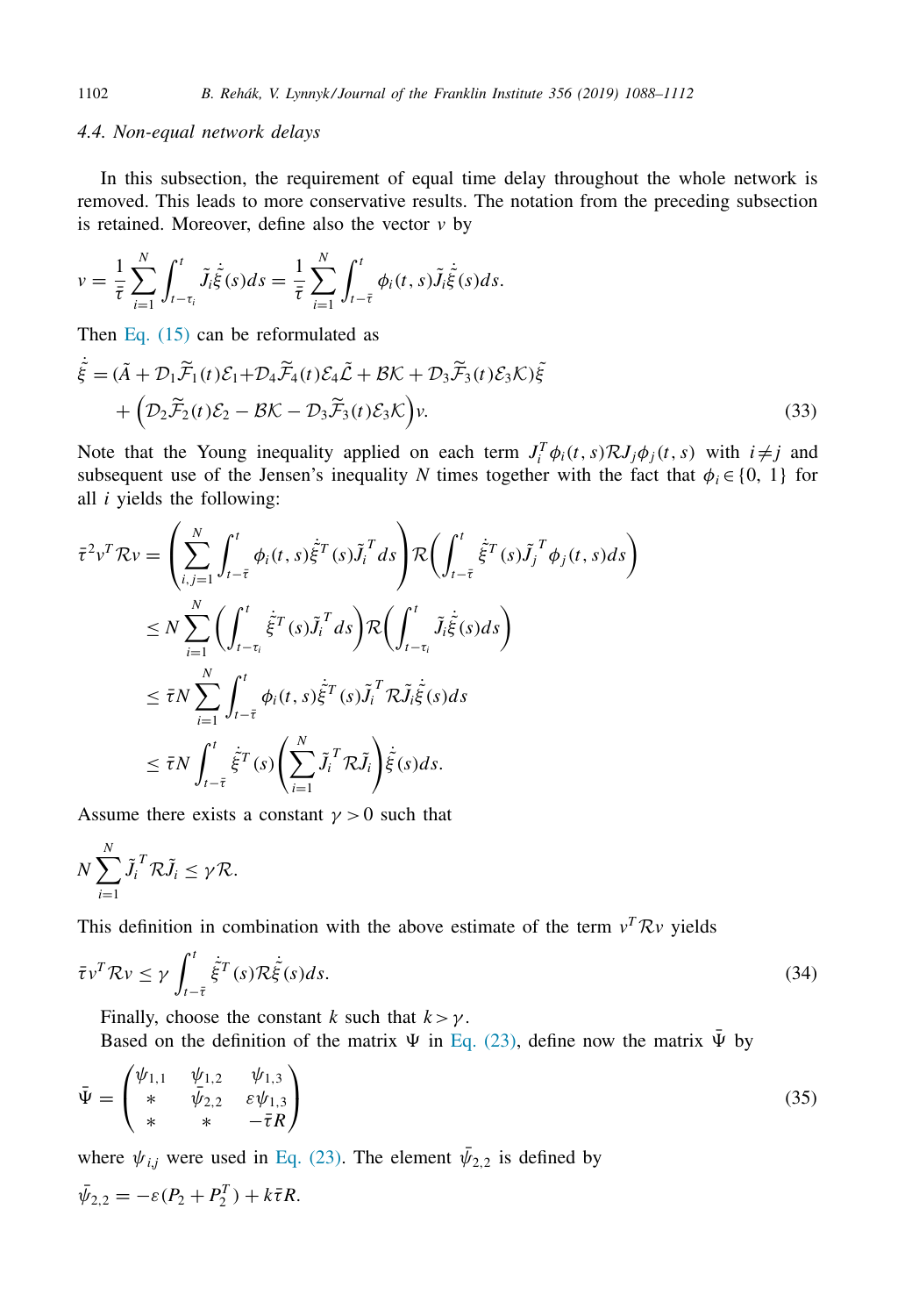### 4.4. Non-equal network delays

In this subsection, the requirement of equal time delay throughout the whole network is removed. This leads to more conservative results. The notation from the preceding subsection is retained. Moreover, define also the vector $v$ by

$$
v = \frac{1}{\bar{\tau}} \sum_{i=1}^{N} \int_{t-\tau_i}^{t} \tilde{J}_i \dot{\tilde{\xi}}(s) ds = \frac{1}{\bar{\tau}} \sum_{i=1}^{N} \int_{t-\bar{\tau}}^{t} \phi_i(t,s) \tilde{J}_i \dot{\tilde{\xi}}(s) ds.
$$

Then Eq. (15) can be reformulated as

$$
\begin{aligned}
\dot{\tilde{\xi}} &= (\tilde{A} + \mathcal{D}_1 \widetilde{\mathcal{F}}_1(t) \mathcal{E}_1 + \mathcal{D}_4 \widetilde{\mathcal{F}}_4(t) \mathcal{E}_4 \tilde{\mathcal{L}} + \mathcal{B}\mathcal{K} + \mathcal{D}_3 \widetilde{\mathcal{F}}_3(t) \mathcal{E}_3 \mathcal{K}) \tilde{\xi} \\
&\quad + \Big( \mathcal{D}_2 \widetilde{\mathcal{F}}_2(t) \mathcal{E}_2 - \mathcal{B}\mathcal{K} - \mathcal{D}_3 \widetilde{\mathcal{F}}_3(t) \mathcal{E}_3 \mathcal{K} \Big) v.
\end{aligned}
\tag{33}
$$

Note that the Young inequality applied on each term $J_i^T \phi_i(t,s) \mathcal{R} J_j \phi_j(t,s)$ with $i \neq j$ and subsequent use of the Jensen's inequality $N$ times together with the fact that $\phi_i \in \{0, 1\}$ for all $i$ yields the following:

$$
\begin{aligned}
\bar{\tau}^2 v^T \mathcal{R} v &= \left( \sum_{i,j=1}^{N} \int_{t-\bar{\tau}}^{t} \phi_i(t,s) \dot{\tilde{\xi}}^T(s) \tilde{J}_i^T ds \right) \mathcal{R} \left( \int_{t-\bar{\tau}}^{t} \dot{\tilde{\xi}}^T(s) \tilde{J}_j^T \phi_j(t,s) ds \right) \\
&\leq N \sum_{i=1}^{N} \left( \int_{t-\tau_i}^{t} \dot{\tilde{\xi}}^T(s) \tilde{J}_i^T ds \right) \mathcal{R} \left( \int_{t-\tau_i}^{t} \tilde{J}_i \dot{\tilde{\xi}}(s) ds \right) \\
&\leq \bar{\tau} N \sum_{i=1}^{N} \int_{t-\bar{\tau}}^{t} \phi_i(t,s) \dot{\tilde{\xi}}^T(s) \tilde{J}_i^T \mathcal{R} \tilde{J}_i \dot{\tilde{\xi}}(s) ds \\
&\leq \bar{\tau} N \int_{t-\bar{\tau}}^{t} \dot{\tilde{\xi}}^T(s) \left( \sum_{i=1}^{N} \tilde{J}_i^T \mathcal{R} \tilde{J}_i \right) \dot{\tilde{\xi}}(s) ds.
\end{aligned}
$$

Assume there exists a constant $\gamma > 0$ such that

$$
N \sum_{i=1}^{N} \tilde{J}_i^T \mathcal{R} \tilde{J}_i \leq \gamma \mathcal{R}.
$$

This definition in combination with the above estimate of the term $v^T \mathcal{R} v$ yields

$$
\bar{\tau} v^T \mathcal{R} v \leq \gamma \int_{t-\bar{\tau}}^{t} \dot{\tilde{\xi}}^T(s) \mathcal{R} \dot{\tilde{\xi}}(s) ds.
\tag{34}
$$

Finally, choose the constant $k$ such that $k > \gamma$.

Based on the definition of the matrix $\Psi$ in Eq. (23), define now the matrix $\bar{\Psi}$ by

$$
\bar{\Psi} = \begin{pmatrix} \psi_{1,1} & \psi_{1,2} & \psi_{1,3} \\ * & \bar{\psi}_{2,2} & \varepsilon \psi_{1,3} \\ * & * & -\bar{\tau} R \end{pmatrix}
\tag{35}
$$

where $\psi_{i,j}$ were used in Eq. (23). The element $\bar{\psi}_{2,2}$ is defined by

$$
\bar{\psi}_{2,2} = -\varepsilon (P_2 + P_2^T) + k \bar{\tau} R.
$$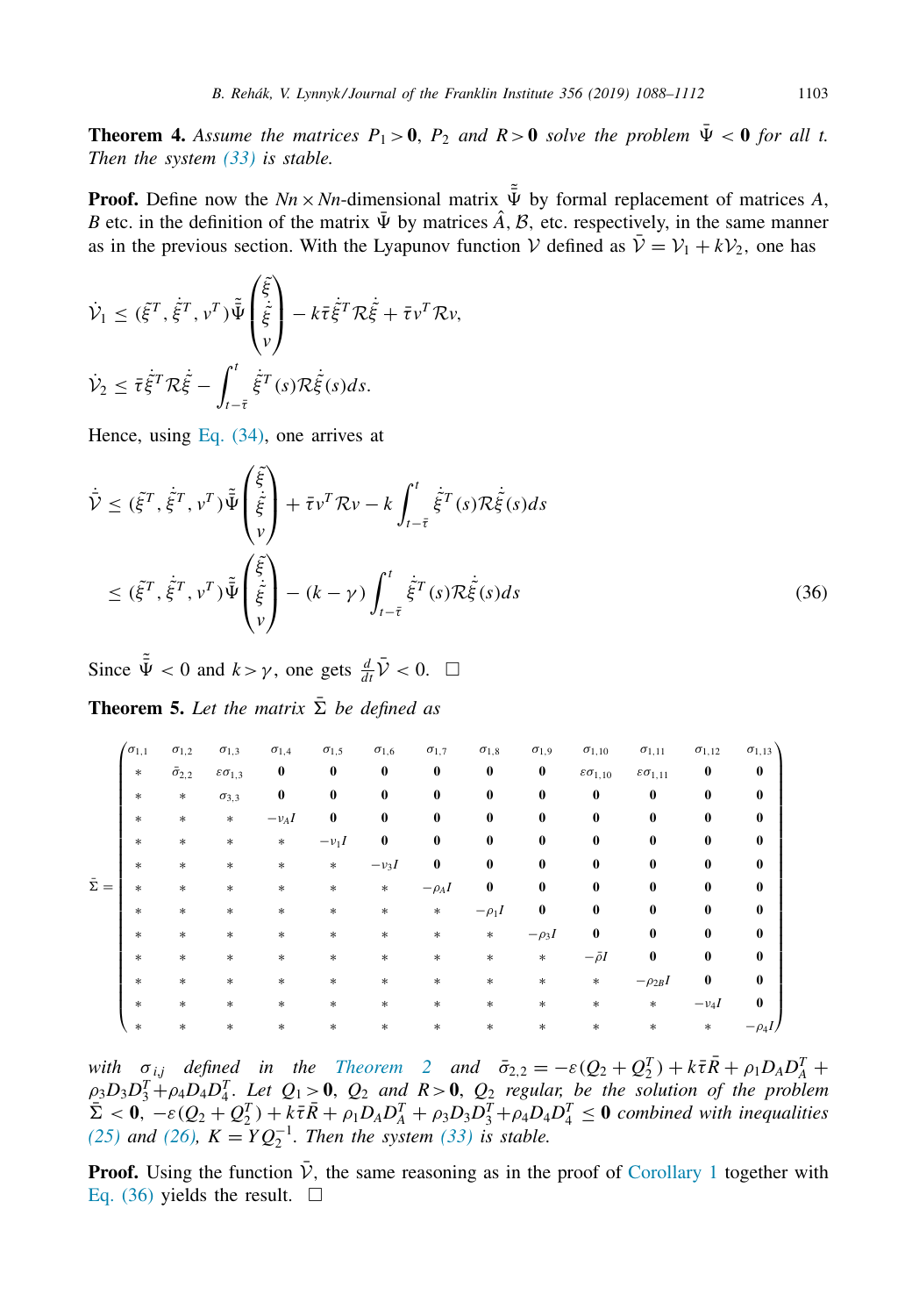**Theorem 4.** *Assume the matrices $P_1 > \mathbf{0}$, $P_2$ and $R > \mathbf{0}$ solve the problem $\bar{\Psi} < \mathbf{0}$ for all $t$. Then the system (33) is stable.*

**Proof.** Define now the $Nn \times Nn$-dimensional matrix $\tilde{\bar{\Psi}}$ by formal replacement of matrices $A$, $B$ etc. in the definition of the matrix $\bar{\Psi}$ by matrices $\hat{A}$, $\mathcal{B}$, etc. respectively, in the same manner as in the previous section. With the Lyapunov function $\mathcal{V}$ defined as $\bar{\mathcal{V}} = \mathcal{V}_1 + k\mathcal{V}_2$, one has

$$
\dot{\mathcal{V}}_1 \leq (\tilde{\xi}^T, \dot{\tilde{\xi}}^T, v^T)\tilde{\bar{\Psi}} \begin{pmatrix} \tilde{\xi} \\ \dot{\tilde{\xi}} \\ v \end{pmatrix} - k\bar{\tau}\dot{\tilde{\xi}}^T \mathcal{R}\dot{\tilde{\xi}} + \bar{\tau}v^T \mathcal{R}v,
$$

$$
\dot{\mathcal{V}}_2 \leq \bar{\tau}\dot{\tilde{\xi}}^T \mathcal{R}\dot{\tilde{\xi}} - \int_{t-\bar{\tau}}^{t} \dot{\tilde{\xi}}^T(s)\mathcal{R}\dot{\tilde{\xi}}(s)ds.
$$

Hence, using Eq. (34), one arrives at

$$
\begin{aligned}
\dot{\bar{\mathcal{V}}} &\leq (\tilde{\xi}^T, \dot{\tilde{\xi}}^T, v^T)\tilde{\bar{\Psi}} \begin{pmatrix} \tilde{\xi} \\ \dot{\tilde{\xi}} \\ v \end{pmatrix} + \bar{\tau}v^T \mathcal{R}v - k\int_{t-\bar{\tau}}^{t} \dot{\tilde{\xi}}^T(s)\mathcal{R}\dot{\tilde{\xi}}(s)ds \\
&\leq (\tilde{\xi}^T, \dot{\tilde{\xi}}^T, v^T)\tilde{\bar{\Psi}} \begin{pmatrix} \tilde{\xi} \\ \dot{\tilde{\xi}} \\ v \end{pmatrix} - (k-\gamma)\int_{t-\bar{\tau}}^{t} \dot{\tilde{\xi}}^T(s)\mathcal{R}\dot{\tilde{\xi}}(s)ds
\end{aligned}
\tag{36}
$$

Since $\tilde{\bar{\Psi}} < 0$ and $k > \gamma$, one gets $\frac{d}{dt}\bar{\mathcal{V}} < 0$. $\square$

**Theorem 5.** *Let the matrix $\bar{\Sigma}$ be defined as*

$$
\bar{\Sigma} = \begin{pmatrix}
\sigma_{1,1} & \sigma_{1,2} & \sigma_{1,3} & \sigma_{1,4} & \sigma_{1,5} & \sigma_{1,6} & \sigma_{1,7} & \sigma_{1,8} & \sigma_{1,9} & \sigma_{1,10} & \sigma_{1,11} & \sigma_{1,12} & \sigma_{1,13} \\
* & \bar{\sigma}_{2,2} & \varepsilon\sigma_{1,3} & \mathbf{0} & \mathbf{0} & \mathbf{0} & \mathbf{0} & \mathbf{0} & \mathbf{0} & \varepsilon\sigma_{1,10} & \varepsilon\sigma_{1,11} & \mathbf{0} & \mathbf{0} \\
* & * & \sigma_{3,3} & \mathbf{0} & \mathbf{0} & \mathbf{0} & \mathbf{0} & \mathbf{0} & \mathbf{0} & \mathbf{0} & \mathbf{0} & \mathbf{0} & \mathbf{0} \\
* & * & * & -\nu_A I & \mathbf{0} & \mathbf{0} & \mathbf{0} & \mathbf{0} & \mathbf{0} & \mathbf{0} & \mathbf{0} & \mathbf{0} & \mathbf{0} \\
* & * & * & * & -\nu_1 I & \mathbf{0} & \mathbf{0} & \mathbf{0} & \mathbf{0} & \mathbf{0} & \mathbf{0} & \mathbf{0} & \mathbf{0} \\
* & * & * & * & * & -\nu_3 I & \mathbf{0} & \mathbf{0} & \mathbf{0} & \mathbf{0} & \mathbf{0} & \mathbf{0} & \mathbf{0} \\
* & * & * & * & * & * & -\rho_A I & \mathbf{0} & \mathbf{0} & \mathbf{0} & \mathbf{0} & \mathbf{0} & \mathbf{0} \\
* & * & * & * & * & * & * & -\rho_1 I & \mathbf{0} & \mathbf{0} & \mathbf{0} & \mathbf{0} & \mathbf{0} \\
* & * & * & * & * & * & * & * & -\rho_3 I & \mathbf{0} & \mathbf{0} & \mathbf{0} & \mathbf{0} \\
* & * & * & * & * & * & * & * & * & -\bar{\rho} I & \mathbf{0} & \mathbf{0} & \mathbf{0} \\
* & * & * & * & * & * & * & * & * & * & -\rho_{2B} I & \mathbf{0} & \mathbf{0} \\
* & * & * & * & * & * & * & * & * & * & * & -\nu_4 I & \mathbf{0} \\
* & * & * & * & * & * & * & * & * & * & * & * & -\rho_4 I
\end{pmatrix}
$$

*with $\sigma_{i,j}$ defined in the Theorem 2 and $\bar{\sigma}_{2,2} = -\varepsilon(Q_2 + Q_2^T) + k\bar{\tau}\bar{R} + \rho_1 D_A D_A^T + \rho_3 D_3 D_3^T + \rho_4 D_4 D_4^T$. Let $Q_1 > \mathbf{0}$, $Q_2$ and $R > \mathbf{0}$, $Q_2$ regular, be the solution of the problem $\bar{\Sigma} < \mathbf{0}$, $-\varepsilon(Q_2 + Q_2^T) + k\bar{\tau}\bar{R} + \rho_1 D_A D_A^T + \rho_3 D_3 D_3^T + \rho_4 D_4 D_4^T \leq \mathbf{0}$ combined with inequalities (25) and (26), $K = YQ_2^{-1}$. Then the system (33) is stable.*

**Proof.** Using the function $\bar{\mathcal{V}}$, the same reasoning as in the proof of Corollary 1 together with Eq. (36) yields the result. $\square$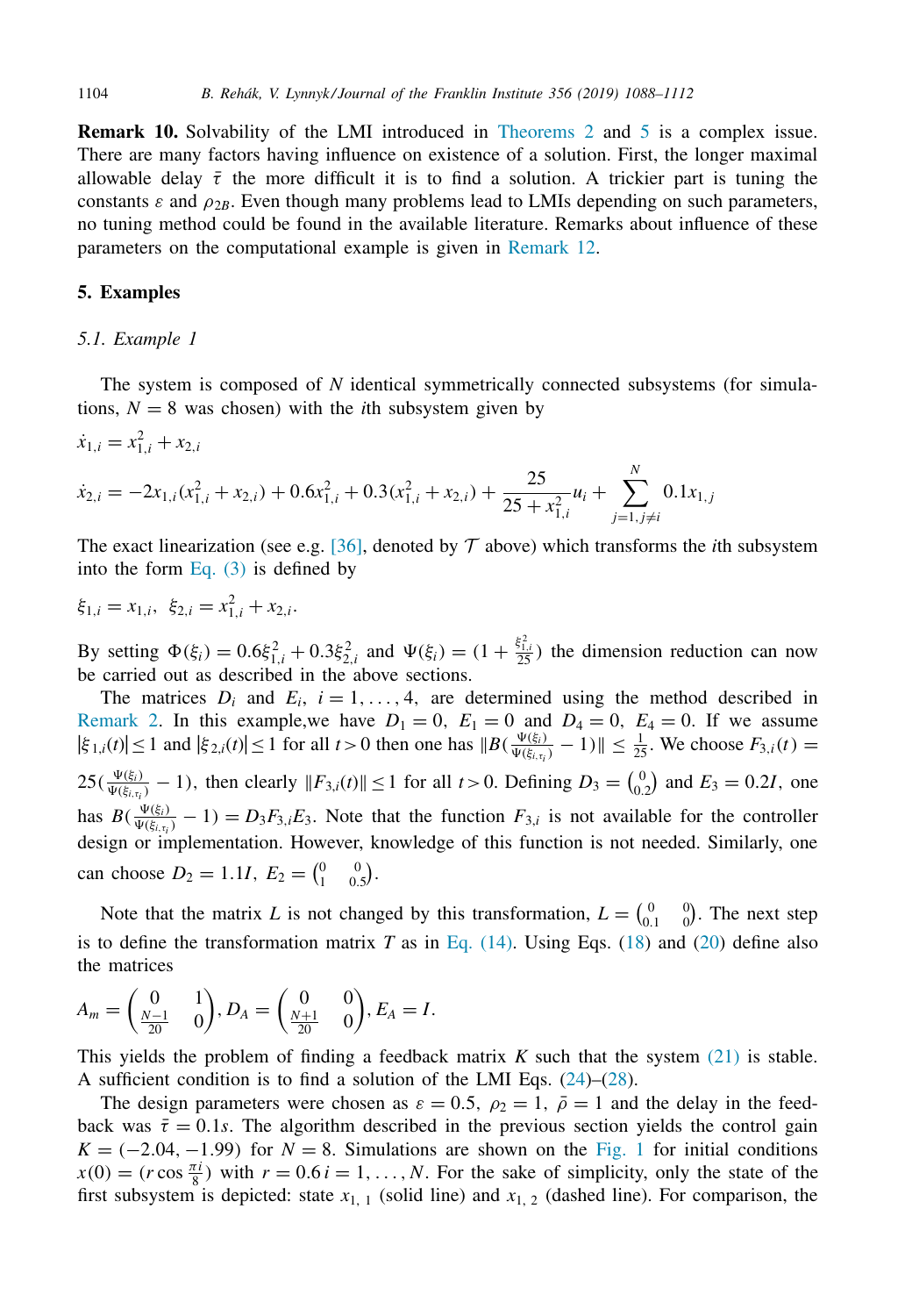**Remark 10.** Solvability of the LMI introduced in Theorems 2 and 5 is a complex issue. There are many factors having influence on existence of a solution. First, the longer maximal allowable delay $\bar{\tau}$ the more difficult it is to find a solution. A trickier part is tuning the constants $\varepsilon$ and $\rho_{2B}$. Even though many problems lead to LMIs depending on such parameters, no tuning method could be found in the available literature. Remarks about influence of these parameters on the computational example is given in Remark 12.

## 5. Examples

### 5.1. Example 1

The system is composed of $N$ identical symmetrically connected subsystems (for simulations, $N = 8$ was chosen) with the $i$th subsystem given by

$$\dot{x}_{1,i} = x_{1,i}^2 + x_{2,i}$$

$$\dot{x}_{2,i} = -2x_{1,i}(x_{1,i}^2 + x_{2,i}) + 0.6x_{1,i}^2 + 0.3(x_{1,i}^2 + x_{2,i}) + \frac{25}{25 + x_{1,i}^2}u_i + \sum_{j=1, j\neq i}^{N} 0.1x_{1,j}$$

The exact linearization (see e.g. [36], denoted by $\mathcal{T}$ above) which transforms the $i$th subsystem into the form Eq. (3) is defined by

$$\xi_{1,i} = x_{1,i},\ \ \xi_{2,i} = x_{1,i}^2 + x_{2,i}.$$

By setting $\Phi(\xi_i) = 0.6\xi_{1,i}^2 + 0.3\xi_{2,i}^2$ and $\Psi(\xi_i) = (1 + \frac{\xi_{1,i}^2}{25})$ the dimension reduction can now be carried out as described in the above sections.

The matrices $D_i$ and $E_i$, $i = 1, \ldots, 4$, are determined using the method described in Remark 2. In this example,we have $D_1 = 0$, $E_1 = 0$ and $D_4 = 0$, $E_4 = 0$. If we assume $|\xi_{1,i}(t)| \leq 1$ and $|\xi_{2,i}(t)| \leq 1$ for all $t > 0$ then one has $\|B(\frac{\Psi(\xi_i)}{\Psi(\xi_{i,\tau_i})} - 1)\| \leq \frac{1}{25}$. We choose $F_{3,i}(t) = 25(\frac{\Psi(\xi_i)}{\Psi(\xi_{i,\tau_i})} - 1)$, then clearly $\|F_{3,i}(t)\| \leq 1$ for all $t > 0$. Defining $D_3 = \begin{pmatrix} 0 \\ 0.2 \end{pmatrix}$ and $E_3 = 0.2I$, one has $B(\frac{\Psi(\xi_i)}{\Psi(\xi_{i,\tau_i})} - 1) = D_3 F_{3,i} E_3$. Note that the function $F_{3,i}$ is not available for the controller design or implementation. However, knowledge of this function is not needed. Similarly, one can choose $D_2 = 1.1I$, $E_2 = \begin{pmatrix} 0 & 0 \\ 1 & 0.5 \end{pmatrix}$.

Note that the matrix $L$ is not changed by this transformation, $L = \begin{pmatrix} 0 & 0 \\ 0.1 & 0 \end{pmatrix}$. The next step is to define the transformation matrix $T$ as in Eq. (14). Using Eqs. (18) and (20) define also the matrices

$$A_m = \begin{pmatrix} 0 & 1 \\ \frac{N-1}{20} & 0 \end{pmatrix}, D_A = \begin{pmatrix} 0 & 0 \\ \frac{N+1}{20} & 0 \end{pmatrix}, E_A = I.$$

This yields the problem of finding a feedback matrix $K$ such that the system (21) is stable. A sufficient condition is to find a solution of the LMI Eqs. (24)–(28).

The design parameters were chosen as $\varepsilon = 0.5$, $\rho_2 = 1$, $\bar{\rho} = 1$ and the delay in the feedback was $\bar{\tau} = 0.1s$. The algorithm described in the previous section yields the control gain $K = (-2.04, -1.99)$ for $N = 8$. Simulations are shown on the Fig. 1 for initial conditions $x(0) = (r\cos\frac{\pi i}{8})$ with $r = 0.6\, i = 1, \ldots, N$. For the sake of simplicity, only the state of the first subsystem is depicted: state $x_{1,\,1}$ (solid line) and $x_{1,\,2}$ (dashed line). For comparison, the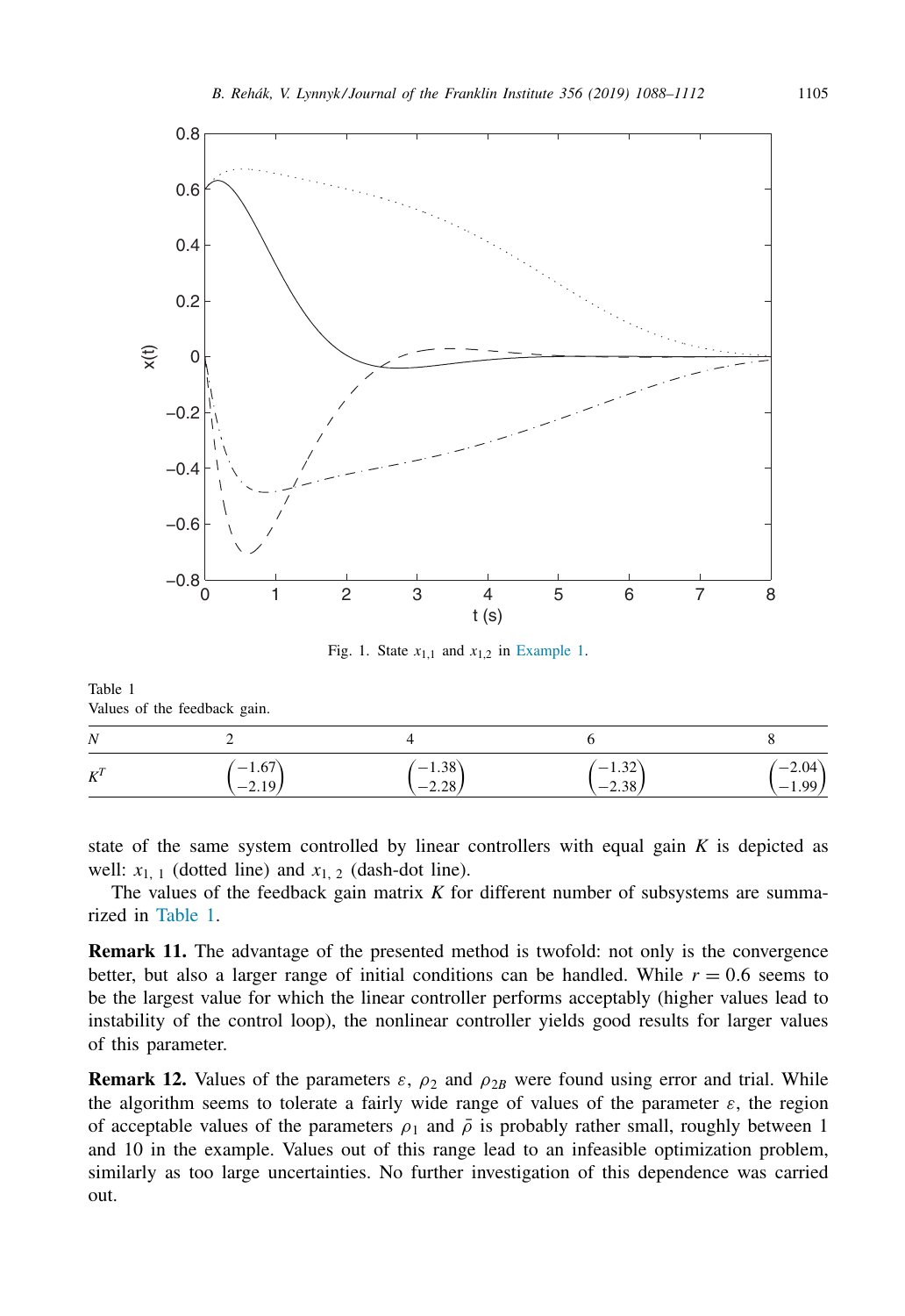Fig. 1. State $x_{1,1}$ and $x_{1,2}$ in Example 1.

Table 1
Values of the feedback gain.

| $N$ | 2 | 4 | 6 | 8 |
|---|---|---|---|---|
| $K^T$ | $\begin{pmatrix}-1.67\\-2.19\end{pmatrix}$ | $\begin{pmatrix}-1.38\\-2.28\end{pmatrix}$ | $\begin{pmatrix}-1.32\\-2.38\end{pmatrix}$ | $\begin{pmatrix}-2.04\\-1.99\end{pmatrix}$ |

state of the same system controlled by linear controllers with equal gain $K$ is depicted as well: $x_{1,\,1}$ (dotted line) and $x_{1,\,2}$ (dash-dot line).

The values of the feedback gain matrix $K$ for different number of subsystems are summarized in Table 1.

**Remark 11.** The advantage of the presented method is twofold: not only is the convergence better, but also a larger range of initial conditions can be handled. While $r = 0.6$ seems to be the largest value for which the linear controller performs acceptably (higher values lead to instability of the control loop), the nonlinear controller yields good results for larger values of this parameter.

**Remark 12.** Values of the parameters $\varepsilon$, $\rho_2$ and $\rho_{2B}$ were found using error and trial. While the algorithm seems to tolerate a fairly wide range of values of the parameter $\varepsilon$, the region of acceptable values of the parameters $\rho_1$ and $\bar{\rho}$ is probably rather small, roughly between 1 and 10 in the example. Values out of this range lead to an infeasible optimization problem, similarly as too large uncertainties. No further investigation of this dependence was carried out.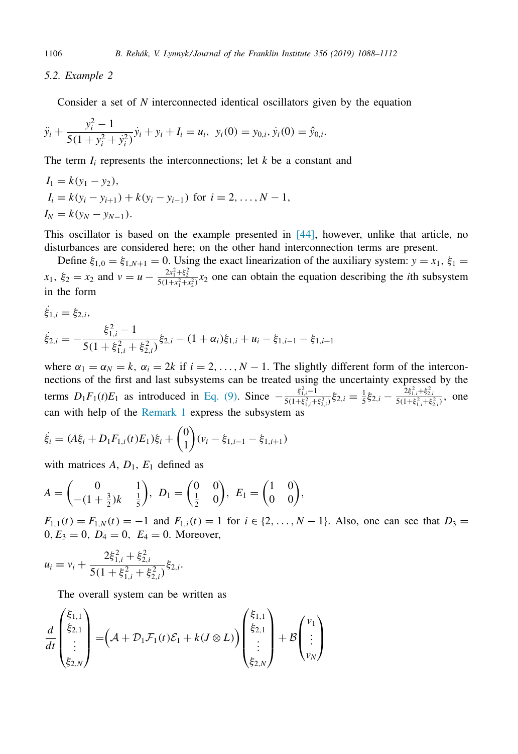## 5.2. Example 2

Consider a set of $N$ interconnected identical oscillators given by the equation

$$\ddot{y}_i + \frac{y_i^2 - 1}{5(1 + y_i^2 + \dot{y}_i^2)}\dot{y}_i + y_i + I_i = u_i, \;\; y_i(0) = y_{0,i}, \dot{y}_i(0) = \hat{y}_{0,i}.$$

The term $I_i$ represents the interconnections; let $k$ be a constant and

$$\begin{aligned}
I_1 &= k(y_1 - y_2),\\
I_i &= k(y_i - y_{i+1}) + k(y_i - y_{i-1}) \text{ for } i = 2, \dots, N-1,\\
I_N &= k(y_N - y_{N-1}).
\end{aligned}$$

This oscillator is based on the example presented in [44], however, unlike that article, no disturbances are considered here; on the other hand interconnection terms are present.

Define $\xi_{1,0} = \xi_{1,N+1} = 0$. Using the exact linearization of the auxiliary system: $y = x_1$, $\xi_1 = x_1$, $\xi_2 = x_2$ and $v = u - \frac{2x_1^2 + \xi_2^2}{5(1 + x_1^2 + x_2^2)}x_2$ one can obtain the equation describing the $i$th subsystem in the form

$$\begin{aligned}
\dot{\xi}_{1,i} &= \xi_{2,i},\\
\dot{\xi}_{2,i} &= -\frac{\xi_{1,i}^2 - 1}{5(1 + \xi_{1,i}^2 + \xi_{2,i}^2)}\xi_{2,i} - (1 + \alpha_i)\xi_{1,i} + u_i - \xi_{1,i-1} - \xi_{1,i+1}
\end{aligned}$$

where $\alpha_1 = \alpha_N = k$, $\alpha_i = 2k$ if $i = 2, \dots, N-1$. The slightly different form of the interconnections of the first and last subsystems can be treated using the uncertainty expressed by the terms $D_1F_1(t)E_1$ as introduced in Eq. (9). Since $-\frac{\xi_{1,i}^2 - 1}{5(1 + \xi_{1,i}^2 + \xi_{2,i}^2)}\xi_{2,i} = \frac{1}{5}\xi_{2,i} - \frac{2\xi_{1,i}^2 + \xi_{2,i}^2}{5(1 + \xi_{1,i}^2 + \xi_{2,i}^2)}$, one can with help of the Remark 1 express the subsystem as

$$\dot{\xi}_i = (A\xi_i + D_1F_{1,i}(t)E_1)\xi_i + \begin{pmatrix} 0 \\ 1 \end{pmatrix}(v_i - \xi_{1,i-1} - \xi_{1,i+1})$$

with matrices $A$, $D_1$, $E_1$ defined as

$$A = \begin{pmatrix} 0 & 1 \\ -(1 + \frac{3}{2})k & \frac{1}{5} \end{pmatrix}, \; D_1 = \begin{pmatrix} 0 & 0 \\ \frac{1}{2} & 0 \end{pmatrix}, \; E_1 = \begin{pmatrix} 1 & 0 \\ 0 & 0 \end{pmatrix},$$

$F_{1,1}(t) = F_{1,N}(t) = -1$ and $F_{1,i}(t) = 1$ for $i \in \{2, \dots, N-1\}$. Also, one can see that $D_3 = 0, E_3 = 0, \; D_4 = 0, \; E_4 = 0$. Moreover,

$$u_i = v_i + \frac{2\xi_{1,i}^2 + \xi_{2,i}^2}{5(1 + \xi_{1,i}^2 + \xi_{2,i}^2)}\xi_{2,i}.$$

The overall system can be written as

$$\frac{d}{dt}\begin{pmatrix} \xi_{1,1} \\ \xi_{2,1} \\ \vdots \\ \xi_{2,N} \end{pmatrix} = \Big(\mathcal{A} + \mathcal{D}_1\mathcal{F}_1(t)\mathcal{E}_1 + k(J \otimes L)\Big)\begin{pmatrix} \xi_{1,1} \\ \xi_{2,1} \\ \vdots \\ \xi_{2,N} \end{pmatrix} + \mathcal{B}\begin{pmatrix} v_1 \\ \vdots \\ v_N \end{pmatrix}$$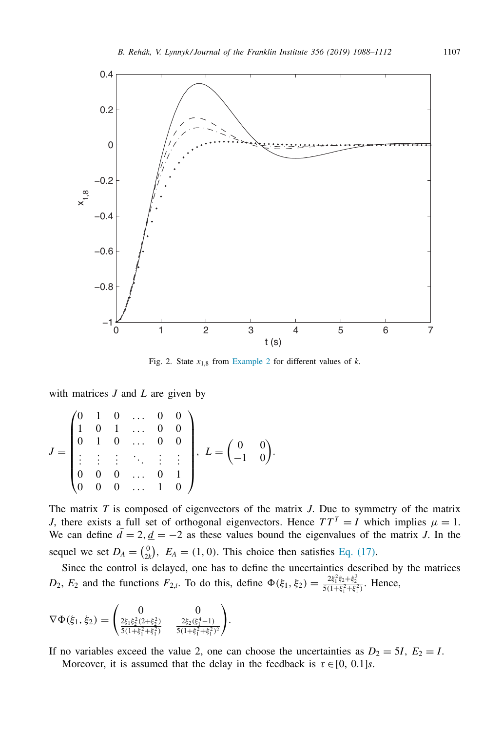Fig. 2. State $x_{1,8}$ from Example 2 for different values of $k$.

with matrices $J$ and $L$ are given by

$$J = \begin{pmatrix} 0 & 1 & 0 & \dots & 0 & 0 \\ 1 & 0 & 1 & \dots & 0 & 0 \\ 0 & 1 & 0 & \dots & 0 & 0 \\ \vdots & \vdots & \vdots & \ddots & \vdots & \vdots \\ 0 & 0 & 0 & \dots & 0 & 1 \\ 0 & 0 & 0 & \dots & 1 & 0 \end{pmatrix}, \; L = \begin{pmatrix} 0 & 0 \\ -1 & 0 \end{pmatrix}.$$

The matrix $T$ is composed of eigenvectors of the matrix $J$. Due to symmetry of the matrix $J$, there exists a full set of orthogonal eigenvectors. Hence $TT^T = I$ which implies $\mu = 1$. We can define $\bar{d} = 2, \underline{d} = -2$ as these values bound the eigenvalues of the matrix $J$. In the sequel we set $D_A = \binom{0}{2k}, \; E_A = (1, 0)$. This choice then satisfies Eq. (17).

Since the control is delayed, one has to define the uncertainties described by the matrices $D_2$, $E_2$ and the functions $F_{2,i}$. To do this, define $\Phi(\xi_1, \xi_2) = \frac{2\xi_1^2\xi_2 + \xi_2^3}{5(1+\xi_1^2+\xi_1^2)}$. Hence,

$$\nabla\Phi(\xi_1, \xi_2) = \begin{pmatrix} 0 & 0 \\ \frac{2\xi_1\xi_2^2(2+\xi_2^2)}{5(1+\xi_1^2+\xi_1^2)} & \frac{2\xi_2(\xi_1^4-1)}{5(1+\xi_1^2+\xi_1^2)^2} \end{pmatrix}.$$

If no variables exceed the value 2, one can choose the uncertainties as $D_2 = 5I, \; E_2 = I$.

Moreover, it is assumed that the delay in the feedback is $\tau \in [0, \, 0.1]s$.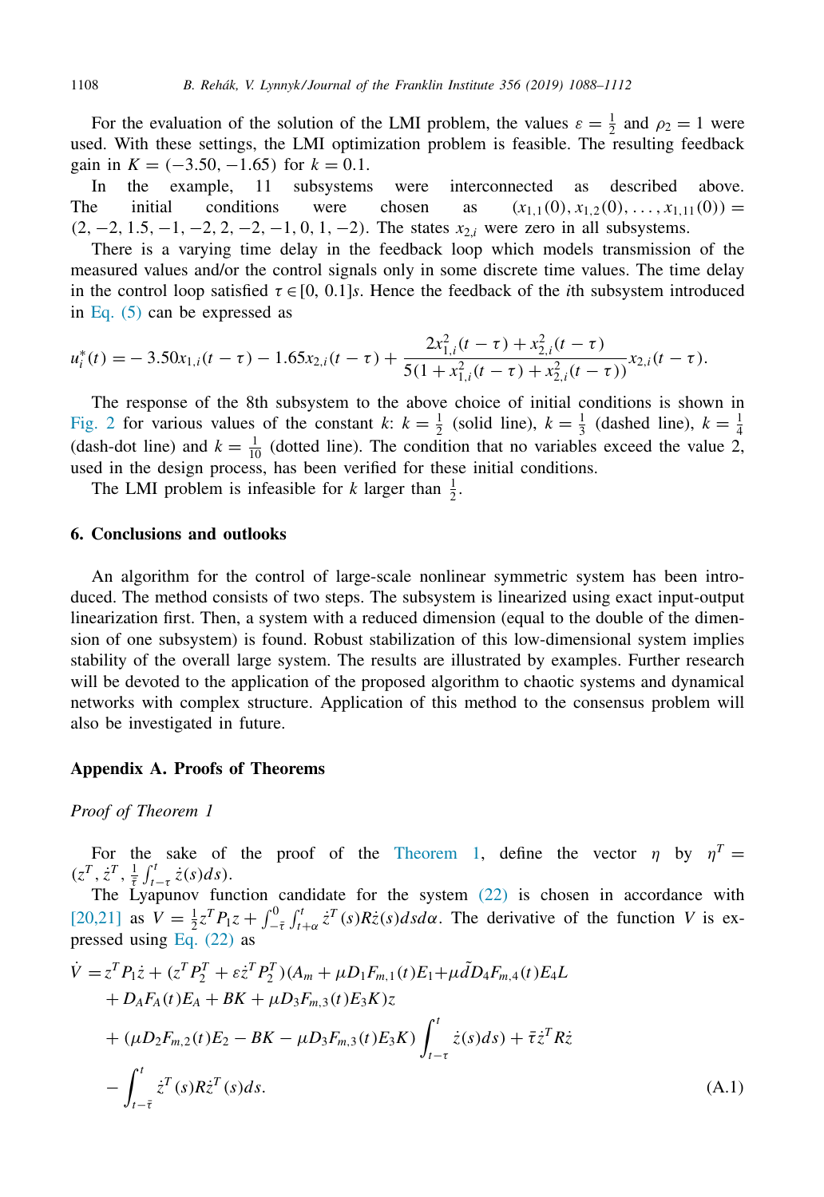For the evaluation of the solution of the LMI problem, the values $\varepsilon = \frac{1}{2}$ and $\rho_2 = 1$ were used. With these settings, the LMI optimization problem is feasible. The resulting feedback gain in $K = (-3.50, -1.65)$ for $k = 0.1$.

In the example, 11 subsystems were interconnected as described above. The initial conditions were chosen as $(x_{1,1}(0), x_{1,2}(0), \dots, x_{1,11}(0)) = (2, -2, 1.5, -1, -2, 2, -2, -1, 0, 1, -2)$. The states $x_{2,i}$ were zero in all subsystems.

There is a varying time delay in the feedback loop which models transmission of the measured values and/or the control signals only in some discrete time values. The time delay in the control loop satisfied $\tau \in [0, 0.1]s$. Hence the feedback of the $i$th subsystem introduced in Eq. (5) can be expressed as

$$u_i^*(t) = -3.50x_{1,i}(t-\tau) - 1.65x_{2,i}(t-\tau) + \frac{2x_{1,i}^2(t-\tau) + x_{2,i}^2(t-\tau)}{5(1 + x_{1,i}^2(t-\tau) + x_{2,i}^2(t-\tau))} x_{2,i}(t-\tau).$$

The response of the 8th subsystem to the above choice of initial conditions is shown in Fig. 2 for various values of the constant $k$: $k = \frac{1}{2}$ (solid line), $k = \frac{1}{3}$ (dashed line), $k = \frac{1}{4}$ (dash-dot line) and $k = \frac{1}{10}$ (dotted line). The condition that no variables exceed the value 2, used in the design process, has been verified for these initial conditions.

The LMI problem is infeasible for $k$ larger than $\frac{1}{2}$.

## 6. Conclusions and outlooks

An algorithm for the control of large-scale nonlinear symmetric system has been introduced. The method consists of two steps. The subsystem is linearized using exact input-output linearization first. Then, a system with a reduced dimension (equal to the double of the dimension of one subsystem) is found. Robust stabilization of this low-dimensional system implies stability of the overall large system. The results are illustrated by examples. Further research will be devoted to the application of the proposed algorithm to chaotic systems and dynamical networks with complex structure. Application of this method to the consensus problem will also be investigated in future.

## Appendix A. Proofs of Theorems

*Proof of Theorem 1*

For the sake of the proof of the Theorem 1, define the vector $\eta$ by $\eta^T = (z^T, \dot{z}^T, \frac{1}{\bar{\tau}} \int_{t-\tau}^{t} \dot{z}(s)ds)$.

The Lyapunov function candidate for the system (22) is chosen in accordance with [20,21] as $V = \frac{1}{2} z^T P_1 z + \int_{-\bar{\tau}}^{0} \int_{t+\alpha}^{t} \dot{z}^T(s) R \dot{z}(s) ds d\alpha$. The derivative of the function $V$ is expressed using Eq. (22) as

$$\begin{aligned}
\dot{V} = {} & z^T P_1 \dot{z} + (z^T P_2^T + \varepsilon \dot{z}^T P_2^T)(A_m + \mu D_1 F_{m,1}(t) E_1 + \mu \tilde{d} D_4 F_{m,4}(t) E_4 L \\
& + D_A F_A(t) E_A + BK + \mu D_3 F_{m,3}(t) E_3 K) z \\
& + (\mu D_2 F_{m,2}(t) E_2 - BK - \mu D_3 F_{m,3}(t) E_3 K) \int_{t-\tau}^{t} \dot{z}(s) ds) + \bar{\tau} \dot{z}^T R \dot{z} \\
& - \int_{t-\bar{\tau}}^{t} \dot{z}^T(s) R \dot{z}^T(s) ds.
\end{aligned} \tag{A.1}$$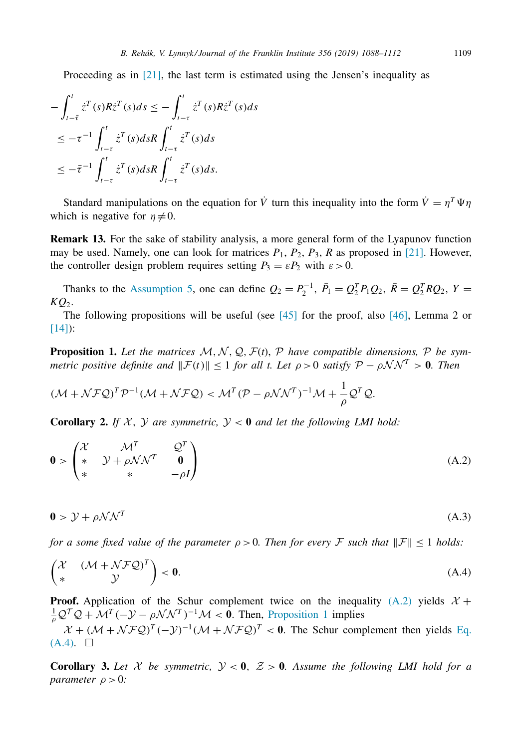Proceeding as in [21], the last term is estimated using the Jensen's inequality as

$$
\begin{aligned}
&-\int_{t-\bar{\tau}}^{t} \dot{z}^T(s) R \dot{z}^T(s) ds \le -\int_{t-\tau}^{t} \dot{z}^T(s) R \dot{z}^T(s) ds \\
&\le -\tau^{-1} \int_{t-\tau}^{t} \dot{z}^T(s) ds R \int_{t-\tau}^{t} \dot{z}^T(s) ds \\
&\le -\bar{\tau}^{-1} \int_{t-\tau}^{t} \dot{z}^T(s) ds R \int_{t-\tau}^{t} \dot{z}^T(s) ds.
\end{aligned}
$$

Standard manipulations on the equation for $\dot{V}$ turn this inequality into the form $\dot{V} = \eta^T \Psi \eta$ which is negative for $\eta \neq 0$.

**Remark 13.** For the sake of stability analysis, a more general form of the Lyapunov function may be used. Namely, one can look for matrices $P_1$, $P_2$, $P_3$, $R$ as proposed in [21]. However, the controller design problem requires setting $P_3 = \varepsilon P_2$ with $\varepsilon > 0$.

Thanks to the Assumption 5, one can define $Q_2 = P_2^{-1}$, $\bar{P}_1 = Q_2^T P_1 Q_2$, $\bar{R} = Q_2^T R Q_2$, $Y = K Q_2$.

The following propositions will be useful (see [45] for the proof, also [46], Lemma 2 or [14]):

**Proposition 1.** *Let the matrices $\mathcal{M}, \mathcal{N}, \mathcal{Q}, \mathcal{F}(t), \mathcal{P}$ have compatible dimensions, $\mathcal{P}$ be symmetric positive definite and $\|\mathcal{F}(t)\| \le 1$ for all $t$. Let $\rho > 0$ satisfy $\mathcal{P} - \rho \mathcal{N}\mathcal{N}^T > \mathbf{0}$. Then*

$$
(\mathcal{M} + \mathcal{N}\mathcal{F}\mathcal{Q})^T \mathcal{P}^{-1} (\mathcal{M} + \mathcal{N}\mathcal{F}\mathcal{Q}) < \mathcal{M}^T (\mathcal{P} - \rho \mathcal{N}\mathcal{N}^T)^{-1} \mathcal{M} + \frac{1}{\rho} \mathcal{Q}^T \mathcal{Q}.
$$

**Corollary 2.** *If $\mathcal{X}$, $\mathcal{Y}$ are symmetric, $\mathcal{Y} < \mathbf{0}$ and let the following LMI hold:*

$$
\mathbf{0} > \begin{pmatrix} \mathcal{X} & \mathcal{M}^T & \mathcal{Q}^T \\ * & \mathcal{Y} + \rho \mathcal{N}\mathcal{N}^T & \mathbf{0} \\ * & * & -\rho I \end{pmatrix} \tag{A.2}
$$

$$
\mathbf{0} > \mathcal{Y} + \rho \mathcal{N}\mathcal{N}^T \tag{A.3}
$$

*for a some fixed value of the parameter $\rho > 0$. Then for every $\mathcal{F}$ such that $\|\mathcal{F}\| \le 1$ holds:*

$$
\begin{pmatrix} \mathcal{X} & (\mathcal{M} + \mathcal{N}\mathcal{F}\mathcal{Q})^T \\ * & \mathcal{Y} \end{pmatrix} < \mathbf{0}. \tag{A.4}
$$

**Proof.** Application of the Schur complement twice on the inequality (A.2) yields $\mathcal{X} + \frac{1}{\rho} \mathcal{Q}^T \mathcal{Q} + \mathcal{M}^T (-\mathcal{Y} - \rho \mathcal{N}\mathcal{N}^T)^{-1} \mathcal{M} < \mathbf{0}$. Then, Proposition 1 implies

$\mathcal{X} + (\mathcal{M} + \mathcal{N}\mathcal{F}\mathcal{Q})^T (-\mathcal{Y})^{-1} (\mathcal{M} + \mathcal{N}\mathcal{F}\mathcal{Q})^T < \mathbf{0}$. The Schur complement then yields Eq. (A.4). □

**Corollary 3.** *Let $\mathcal{X}$ be symmetric, $\mathcal{Y} < \mathbf{0}$, $\mathcal{Z} > \mathbf{0}$. Assume the following LMI hold for a parameter $\rho > 0$:*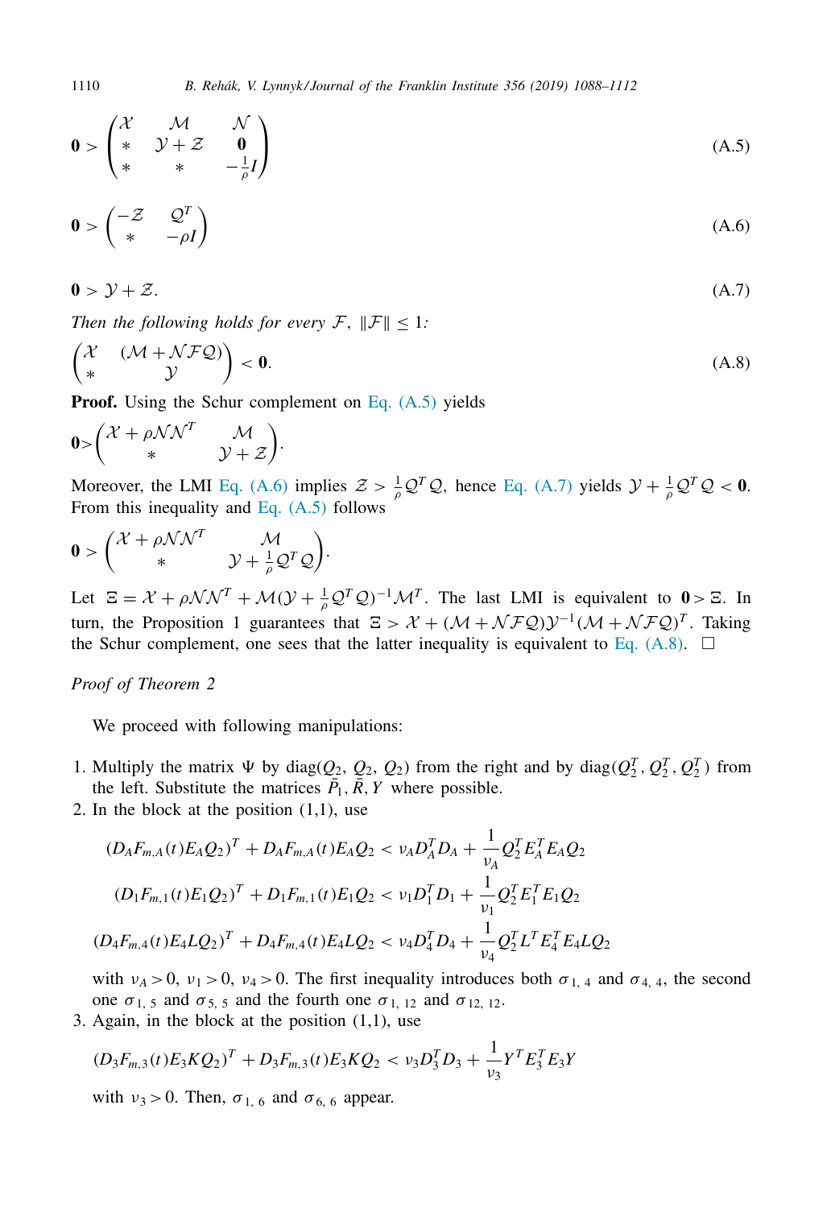$$\mathbf{0} > \begin{pmatrix} \mathcal{X} & \mathcal{M} & \mathcal{N} \\ * & \mathcal{Y}+\mathcal{Z} & \mathbf{0} \\ * & * & -\frac{1}{\rho}I \end{pmatrix} \tag{A.5}$$

$$\mathbf{0} > \begin{pmatrix} -\mathcal{Z} & \mathcal{Q}^T \\ * & -\rho I \end{pmatrix} \tag{A.6}$$

$$\mathbf{0} > \mathcal{Y} + \mathcal{Z}. \tag{A.7}$$

*Then the following holds for every $\mathcal{F}$, $\|\mathcal{F}\| \leq 1$:*

$$\begin{pmatrix} \mathcal{X} & (\mathcal{M}+\mathcal{N}\mathcal{F}\mathcal{Q}) \\ * & \mathcal{Y} \end{pmatrix} < \mathbf{0}. \tag{A.8}$$

**Proof.** Using the Schur complement on Eq. (A.5) yields

$$\mathbf{0} > \begin{pmatrix} \mathcal{X}+\rho\mathcal{N}\mathcal{N}^T & \mathcal{M} \\ * & \mathcal{Y}+\mathcal{Z} \end{pmatrix}.$$

Moreover, the LMI Eq. (A.6) implies $\mathcal{Z} > \frac{1}{\rho}\mathcal{Q}^T\mathcal{Q}$, hence Eq. (A.7) yields $\mathcal{Y} + \frac{1}{\rho}\mathcal{Q}^T\mathcal{Q} < \mathbf{0}$. From this inequality and Eq. (A.5) follows

$$\mathbf{0} > \begin{pmatrix} \mathcal{X}+\rho\mathcal{N}\mathcal{N}^T & \mathcal{M} \\ * & \mathcal{Y}+\frac{1}{\rho}\mathcal{Q}^T\mathcal{Q} \end{pmatrix}.$$

Let $\Xi = \mathcal{X} + \rho\mathcal{N}\mathcal{N}^T + \mathcal{M}(\mathcal{Y} + \frac{1}{\rho}\mathcal{Q}^T\mathcal{Q})^{-1}\mathcal{M}^T$. The last LMI is equivalent to $\mathbf{0} > \Xi$. In turn, the Proposition 1 guarantees that $\Xi > \mathcal{X} + (\mathcal{M} + \mathcal{N}\mathcal{F}\mathcal{Q})\mathcal{Y}^{-1}(\mathcal{M} + \mathcal{N}\mathcal{F}\mathcal{Q})^T$. Taking the Schur complement, one sees that the latter inequality is equivalent to Eq. (A.8). □

*Proof of Theorem 2*

We proceed with following manipulations:

1. Multiply the matrix $\Psi$ by $\mathrm{diag}(Q_2, Q_2, Q_2)$ from the right and by $\mathrm{diag}(Q_2^T, Q_2^T, Q_2^T)$ from the left. Substitute the matrices $\bar{P}_1, \bar{R}, Y$ where possible.
2. In the block at the position (1,1), use

$$(D_A F_{m,A}(t) E_A Q_2)^T + D_A F_{m,A}(t) E_A Q_2 < \nu_A D_A^T D_A + \frac{1}{\nu_A} Q_2^T E_A^T E_A Q_2$$

$$(D_1 F_{m,1}(t) E_1 Q_2)^T + D_1 F_{m,1}(t) E_1 Q_2 < \nu_1 D_1^T D_1 + \frac{1}{\nu_1} Q_2^T E_1^T E_1 Q_2$$

$$(D_4 F_{m,4}(t) E_4 L Q_2)^T + D_4 F_{m,4}(t) E_4 L Q_2 < \nu_4 D_4^T D_4 + \frac{1}{\nu_4} Q_2^T L^T E_4^T E_4 L Q_2$$

   with $\nu_A > 0$, $\nu_1 > 0$, $\nu_4 > 0$. The first inequality introduces both $\sigma_{1,4}$ and $\sigma_{4,4}$, the second one $\sigma_{1,5}$ and $\sigma_{5,5}$ and the fourth one $\sigma_{1,12}$ and $\sigma_{12,12}$.
3. Again, in the block at the position (1,1), use

$$(D_3 F_{m,3}(t) E_3 K Q_2)^T + D_3 F_{m,3}(t) E_3 K Q_2 < \nu_3 D_3^T D_3 + \frac{1}{\nu_3} Y^T E_3^T E_3 Y$$

   with $\nu_3 > 0$. Then, $\sigma_{1,6}$ and $\sigma_{6,6}$ appear.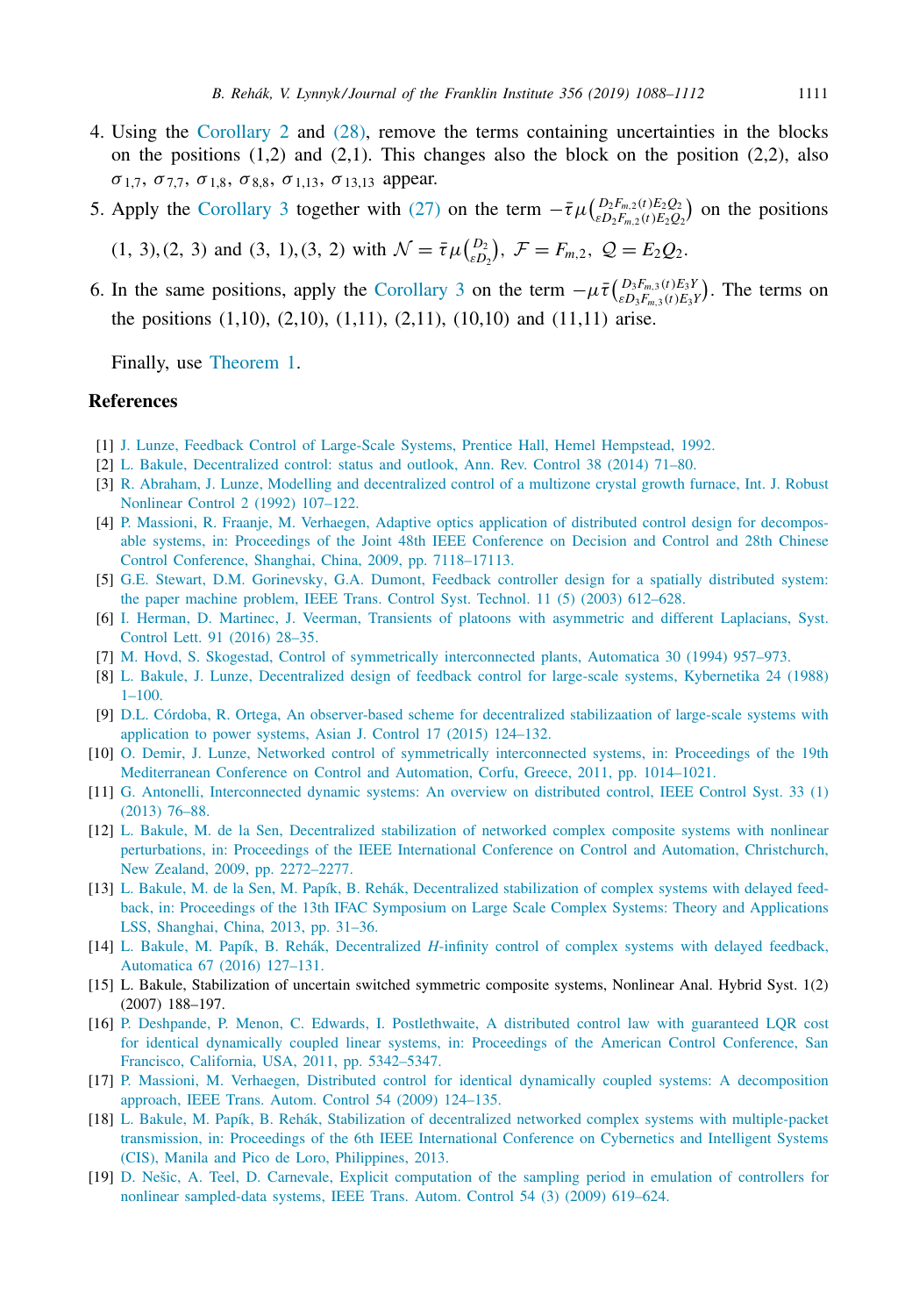4. Using the Corollary 2 and (28), remove the terms containing uncertainties in the blocks on the positions (1,2) and (2,1). This changes also the block on the position (2,2), also $\sigma_{1,7}$, $\sigma_{7,7}$, $\sigma_{1,8}$, $\sigma_{8,8}$, $\sigma_{1,13}$, $\sigma_{13,13}$ appear.
5. Apply the Corollary 3 together with (27) on the term $-\bar{\tau}\mu\binom{D_2F_{m,2}(t)E_2Q_2}{\varepsilon D_2F_{m,2}(t)E_2Q_2}$ on the positions (1, 3), (2, 3) and (3, 1), (3, 2) with $\mathcal{N}=\bar{\tau}\mu\binom{D_2}{\varepsilon D_2}$, $\mathcal{F}=F_{m,2}$, $\mathcal{Q}=E_2Q_2$.
6. In the same positions, apply the Corollary 3 on the term $-\mu\bar{\tau}\binom{D_3F_{m,3}(t)E_3Y}{\varepsilon D_3F_{m,3}(t)E_3Y}$. The terms on the positions (1,10), (2,10), (1,11), (2,11), (10,10) and (11,11) arise.

   Finally, use Theorem 1.

## References

[1] J. Lunze, Feedback Control of Large-Scale Systems, Prentice Hall, Hemel Hempstead, 1992.

[2] L. Bakule, Decentralized control: status and outlook, Ann. Rev. Control 38 (2014) 71–80.

[3] R. Abraham, J. Lunze, Modelling and decentralized control of a multizone crystal growth furnace, Int. J. Robust Nonlinear Control 2 (1992) 107–122.

[4] P. Massioni, R. Fraanje, M. Verhaegen, Adaptive optics application of distributed control design for decomposable systems, in: Proceedings of the Joint 48th IEEE Conference on Decision and Control and 28th Chinese Control Conference, Shanghai, China, 2009, pp. 7118–17113.

[5] G.E. Stewart, D.M. Gorinevsky, G.A. Dumont, Feedback controller design for a spatially distributed system: the paper machine problem, IEEE Trans. Control Syst. Technol. 11 (5) (2003) 612–628.

[6] I. Herman, D. Martinec, J. Veerman, Transients of platoons with asymmetric and different Laplacians, Syst. Control Lett. 91 (2016) 28–35.

[7] M. Hovd, S. Skogestad, Control of symmetrically interconnected plants, Automatica 30 (1994) 957–973.

[8] L. Bakule, J. Lunze, Decentralized design of feedback control for large-scale systems, Kybernetika 24 (1988) 1–100.

[9] D.L. Córdoba, R. Ortega, An observer-based scheme for decentralized stabilizaation of large-scale systems with application to power systems, Asian J. Control 17 (2015) 124–132.

[10] O. Demir, J. Lunze, Networked control of symmetrically interconnected systems, in: Proceedings of the 19th Mediterranean Conference on Control and Automation, Corfu, Greece, 2011, pp. 1014–1021.

[11] G. Antonelli, Interconnected dynamic systems: An overview on distributed control, IEEE Control Syst. 33 (1) (2013) 76–88.

[12] L. Bakule, M. de la Sen, Decentralized stabilization of networked complex composite systems with nonlinear perturbations, in: Proceedings of the IEEE International Conference on Control and Automation, Christchurch, New Zealand, 2009, pp. 2272–2277.

[13] L. Bakule, M. de la Sen, M. Papík, B. Rehák, Decentralized stabilization of complex systems with delayed feedback, in: Proceedings of the 13th IFAC Symposium on Large Scale Complex Systems: Theory and Applications LSS, Shanghai, China, 2013, pp. 31–36.

[14] L. Bakule, M. Papík, B. Rehák, Decentralized *H*-infinity control of complex systems with delayed feedback, Automatica 67 (2016) 127–131.

[15] L. Bakule, Stabilization of uncertain switched symmetric composite systems, Nonlinear Anal. Hybrid Syst. 1(2) (2007) 188–197.

[16] P. Deshpande, P. Menon, C. Edwards, I. Postlethwaite, A distributed control law with guaranteed LQR cost for identical dynamically coupled linear systems, in: Proceedings of the American Control Conference, San Francisco, California, USA, 2011, pp. 5342–5347.

[17] P. Massioni, M. Verhaegen, Distributed control for identical dynamically coupled systems: A decomposition approach, IEEE Trans. Autom. Control 54 (2009) 124–135.

[18] L. Bakule, M. Papík, B. Rehák, Stabilization of decentralized networked complex systems with multiple-packet transmission, in: Proceedings of the 6th IEEE International Conference on Cybernetics and Intelligent Systems (CIS), Manila and Pico de Loro, Philippines, 2013.

[19] D. Nešic, A. Teel, D. Carnevale, Explicit computation of the sampling period in emulation of controllers for nonlinear sampled-data systems, IEEE Trans. Autom. Control 54 (3) (2009) 619–624.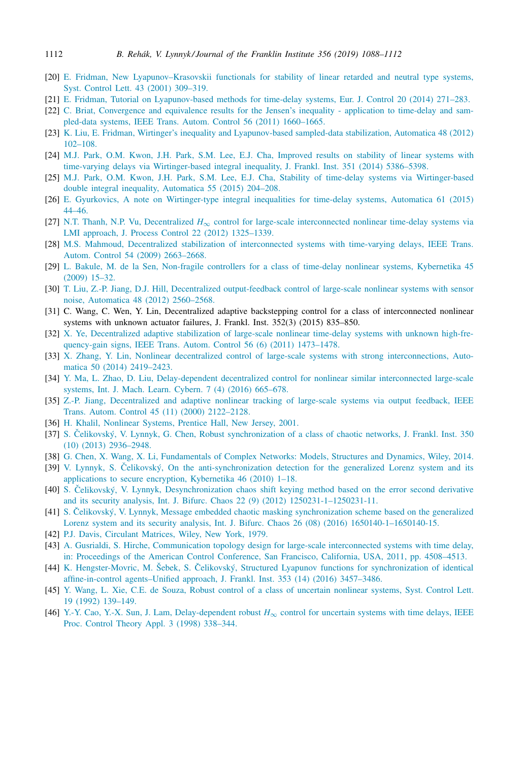[20] E. Fridman, New Lyapunov–Krasovskii functionals for stability of linear retarded and neutral type systems, Syst. Control Lett. 43 (2001) 309–319.

[21] E. Fridman, Tutorial on Lyapunov-based methods for time-delay systems, Eur. J. Control 20 (2014) 271–283.

[22] C. Briat, Convergence and equivalence results for the Jensen's inequality - application to time-delay and sampled-data systems, IEEE Trans. Autom. Control 56 (2011) 1660–1665.

[23] K. Liu, E. Fridman, Wirtinger's inequality and Lyapunov-based sampled-data stabilization, Automatica 48 (2012) 102–108.

[24] M.J. Park, O.M. Kwon, J.H. Park, S.M. Lee, E.J. Cha, Improved results on stability of linear systems with time-varying delays via Wirtinger-based integral inequality, J. Frankl. Inst. 351 (2014) 5386–5398.

[25] M.J. Park, O.M. Kwon, J.H. Park, S.M. Lee, E.J. Cha, Stability of time-delay systems via Wirtinger-based double integral inequality, Automatica 55 (2015) 204–208.

[26] E. Gyurkovics, A note on Wirtinger-type integral inequalities for time-delay systems, Automatica 61 (2015) 44–46.

[27] N.T. Thanh, N.P. Vu, Decentralized $H_\infty$ control for large-scale interconnected nonlinear time-delay systems via LMI approach, J. Process Control 22 (2012) 1325–1339.

[28] M.S. Mahmoud, Decentralized stabilization of interconnected systems with time-varying delays, IEEE Trans. Autom. Control 54 (2009) 2663–2668.

[29] L. Bakule, M. de la Sen, Non-fragile controllers for a class of time-delay nonlinear systems, Kybernetika 45 (2009) 15–32.

[30] T. Liu, Z.-P. Jiang, D.J. Hill, Decentralized output-feedback control of large-scale nonlinear systems with sensor noise, Automatica 48 (2012) 2560–2568.

[31] C. Wang, C. Wen, Y. Lin, Decentralized adaptive backstepping control for a class of interconnected nonlinear systems with unknown actuator failures, J. Frankl. Inst. 352(3) (2015) 835–850.

[32] X. Ye, Decentralized adaptive stabilization of large-scale nonlinear time-delay systems with unknown high-frequency-gain signs, IEEE Trans. Autom. Control 56 (6) (2011) 1473–1478.

[33] X. Zhang, Y. Lin, Nonlinear decentralized control of large-scale systems with strong interconnections, Automatica 50 (2014) 2419–2423.

[34] Y. Ma, L. Zhao, D. Liu, Delay-dependent decentralized control for nonlinear similar interconnected large-scale systems, Int. J. Mach. Learn. Cybern. 7 (4) (2016) 665–678.

[35] Z.-P. Jiang, Decentralized and adaptive nonlinear tracking of large-scale systems via output feedback, IEEE Trans. Autom. Control 45 (11) (2000) 2122–2128.

[36] H. Khalil, Nonlinear Systems, Prentice Hall, New Jersey, 2001.

[37] S. Čelikovský, V. Lynnyk, G. Chen, Robust synchronization of a class of chaotic networks, J. Frankl. Inst. 350 (10) (2013) 2936–2948.

[38] G. Chen, X. Wang, X. Li, Fundamentals of Complex Networks: Models, Structures and Dynamics, Wiley, 2014.

[39] V. Lynnyk, S. Čelikovský, On the anti-synchronization detection for the generalized Lorenz system and its applications to secure encryption, Kybernetika 46 (2010) 1–18.

[40] S. Čelikovský, V. Lynnyk, Desynchronization chaos shift keying method based on the error second derivative and its security analysis, Int. J. Bifurc. Chaos 22 (9) (2012) 1250231-1–1250231-11.

[41] S. Čelikovský, V. Lynnyk, Message embedded chaotic masking synchronization scheme based on the generalized Lorenz system and its security analysis, Int. J. Bifurc. Chaos 26 (08) (2016) 1650140-1–1650140-15.

[42] P.J. Davis, Circulant Matrices, Wiley, New York, 1979.

[43] A. Gusrialdi, S. Hirche, Communication topology design for large-scale interconnected systems with time delay, in: Proceedings of the American Control Conference, San Francisco, California, USA, 2011, pp. 4508–4513.

[44] K. Hengster-Movric, M. Šebek, S. Čelikovský, Structured Lyapunov functions for synchronization of identical affine-in-control agents–Unified approach, J. Frankl. Inst. 353 (14) (2016) 3457–3486.

[45] Y. Wang, L. Xie, C.E. de Souza, Robust control of a class of uncertain nonlinear systems, Syst. Control Lett. 19 (1992) 139–149.

[46] Y.-Y. Cao, Y.-X. Sun, J. Lam, Delay-dependent robust $H_\infty$ control for uncertain systems with time delays, IEEE Proc. Control Theory Appl. 3 (1998) 338–344.